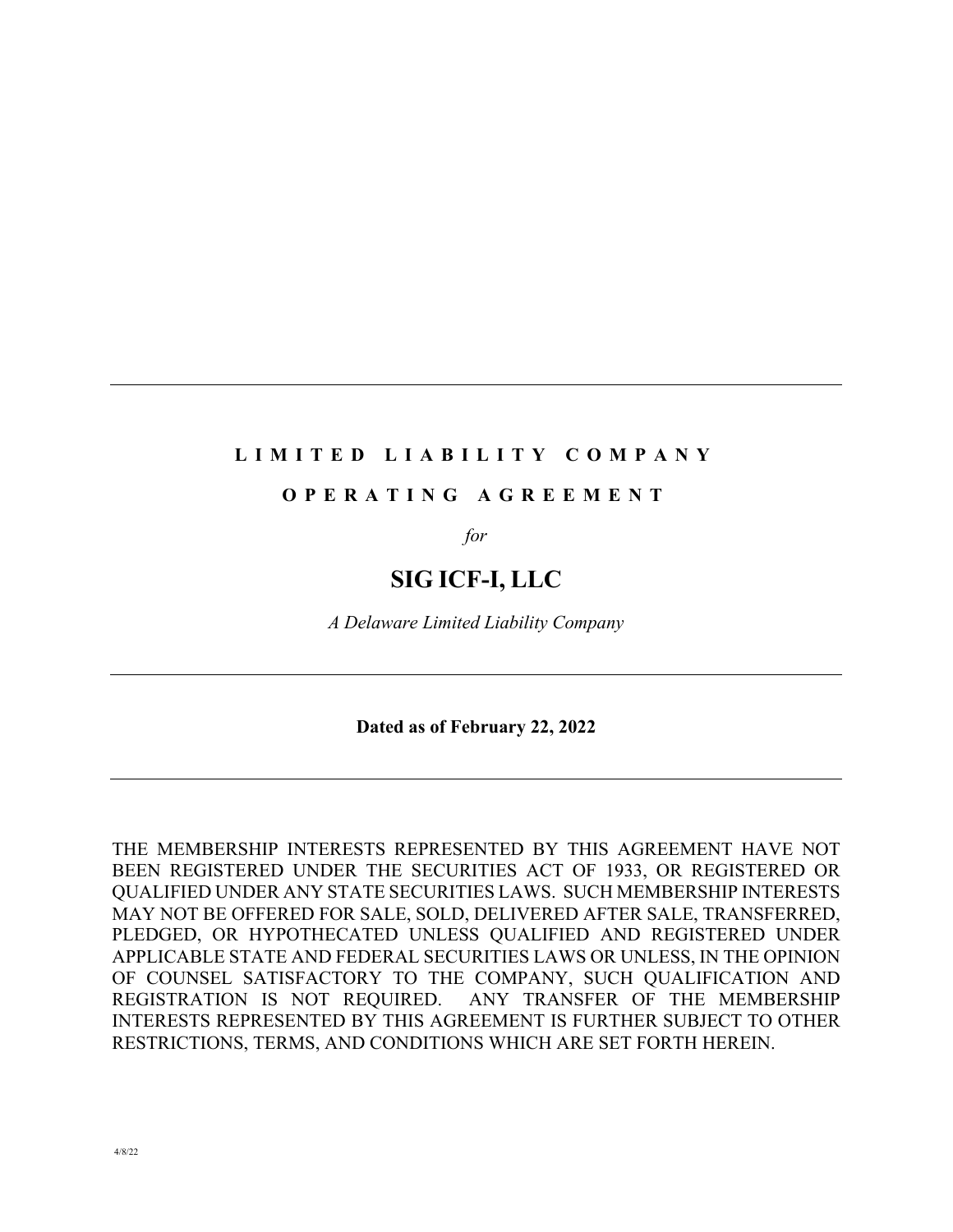---

**LIMITED LIABILITY COMPANY**

**OPERATING AGREEMENT**

*for*

# SIG ICF-I, LLC

*A Delaware Limited Liability Company*

---

**Dated as of February 22, 2022**

---

THE MEMBERSHIP INTERESTS REPRESENTED BY THIS AGREEMENT HAVE NOT BEEN REGISTERED UNDER THE SECURITIES ACT OF 1933, OR REGISTERED OR QUALIFIED UNDER ANY STATE SECURITIES LAWS. SUCH MEMBERSHIP INTERESTS MAY NOT BE OFFERED FOR SALE, SOLD, DELIVERED AFTER SALE, TRANSFERRED, PLEDGED, OR HYPOTHECATED UNLESS QUALIFIED AND REGISTERED UNDER APPLICABLE STATE AND FEDERAL SECURITIES LAWS OR UNLESS, IN THE OPINION OF COUNSEL SATISFACTORY TO THE COMPANY, SUCH QUALIFICATION AND REGISTRATION IS NOT REQUIRED. ANY TRANSFER OF THE MEMBERSHIP INTERESTS REPRESENTED BY THIS AGREEMENT IS FURTHER SUBJECT TO OTHER RESTRICTIONS, TERMS, AND CONDITIONS WHICH ARE SET FORTH HEREIN.

4/8/22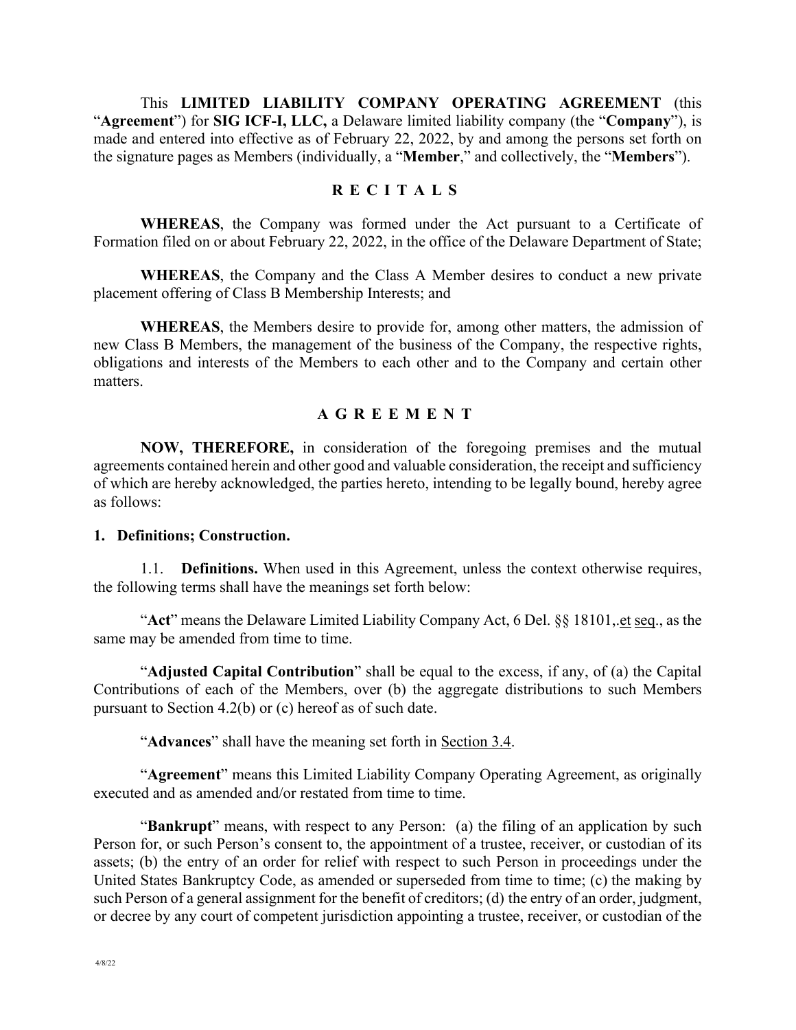This **LIMITED LIABILITY COMPANY OPERATING AGREEMENT** (this "**Agreement**") for **SIG ICF-I, LLC,** a Delaware limited liability company (the "**Company**"), is made and entered into effective as of February 22, 2022, by and among the persons set forth on the signature pages as Members (individually, a "**Member**," and collectively, the "**Members**").

## R E C I T A L S

**WHEREAS**, the Company was formed under the Act pursuant to a Certificate of Formation filed on or about February 22, 2022, in the office of the Delaware Department of State;

**WHEREAS**, the Company and the Class A Member desires to conduct a new private placement offering of Class B Membership Interests; and

**WHEREAS**, the Members desire to provide for, among other matters, the admission of new Class B Members, the management of the business of the Company, the respective rights, obligations and interests of the Members to each other and to the Company and certain other matters.

## A G R E E M E N T

**NOW, THEREFORE,** in consideration of the foregoing premises and the mutual agreements contained herein and other good and valuable consideration, the receipt and sufficiency of which are hereby acknowledged, the parties hereto, intending to be legally bound, hereby agree as follows:

### 1. Definitions; Construction.

1.1. **Definitions.** When used in this Agreement, unless the context otherwise requires, the following terms shall have the meanings set forth below:

"**Act**" means the Delaware Limited Liability Company Act, 6 Del. §§ 18101,.et seq., as the same may be amended from time to time.

"**Adjusted Capital Contribution**" shall be equal to the excess, if any, of (a) the Capital Contributions of each of the Members, over (b) the aggregate distributions to such Members pursuant to Section 4.2(b) or (c) hereof as of such date.

"**Advances**" shall have the meaning set forth in Section 3.4.

"**Agreement**" means this Limited Liability Company Operating Agreement, as originally executed and as amended and/or restated from time to time.

"**Bankrupt**" means, with respect to any Person: (a) the filing of an application by such Person for, or such Person's consent to, the appointment of a trustee, receiver, or custodian of its assets; (b) the entry of an order for relief with respect to such Person in proceedings under the United States Bankruptcy Code, as amended or superseded from time to time; (c) the making by such Person of a general assignment for the benefit of creditors; (d) the entry of an order, judgment, or decree by any court of competent jurisdiction appointing a trustee, receiver, or custodian of the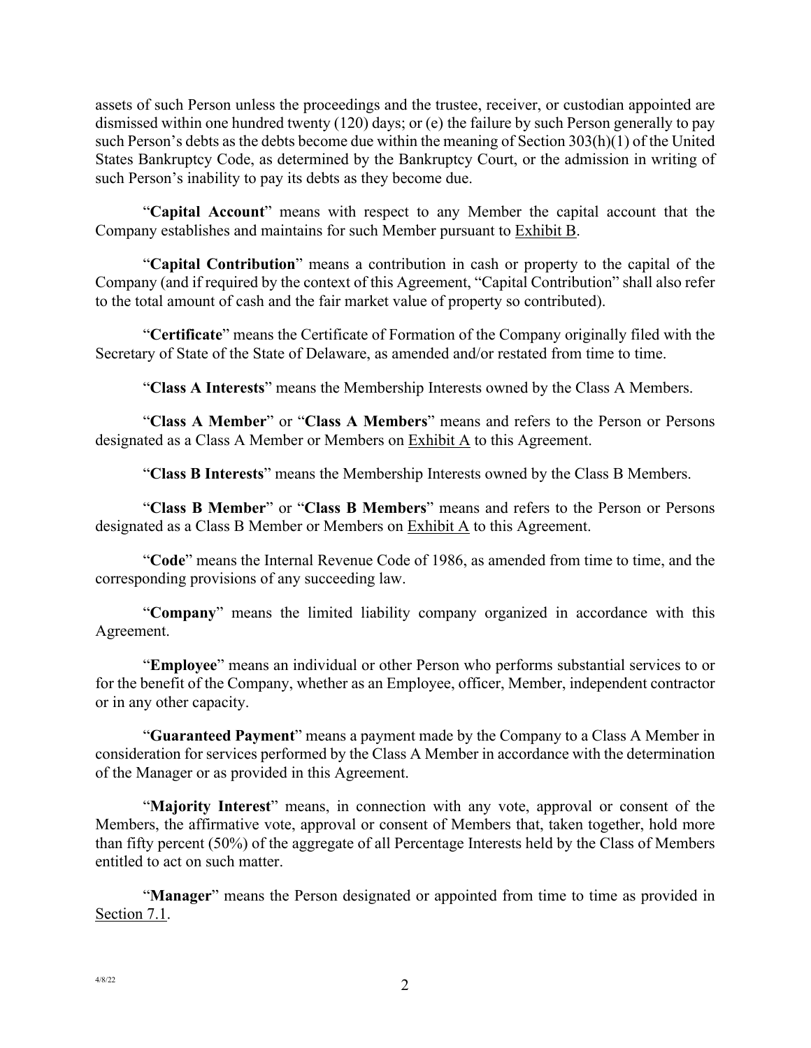assets of such Person unless the proceedings and the trustee, receiver, or custodian appointed are dismissed within one hundred twenty (120) days; or (e) the failure by such Person generally to pay such Person's debts as the debts become due within the meaning of Section 303(h)(1) of the United States Bankruptcy Code, as determined by the Bankruptcy Court, or the admission in writing of such Person's inability to pay its debts as they become due.

"**Capital Account**" means with respect to any Member the capital account that the Company establishes and maintains for such Member pursuant to Exhibit B.

"**Capital Contribution**" means a contribution in cash or property to the capital of the Company (and if required by the context of this Agreement, "Capital Contribution" shall also refer to the total amount of cash and the fair market value of property so contributed).

"**Certificate**" means the Certificate of Formation of the Company originally filed with the Secretary of State of the State of Delaware, as amended and/or restated from time to time.

"**Class A Interests**" means the Membership Interests owned by the Class A Members.

"**Class A Member**" or "**Class A Members**" means and refers to the Person or Persons designated as a Class A Member or Members on Exhibit A to this Agreement.

"**Class B Interests**" means the Membership Interests owned by the Class B Members.

"**Class B Member**" or "**Class B Members**" means and refers to the Person or Persons designated as a Class B Member or Members on Exhibit A to this Agreement.

"**Code**" means the Internal Revenue Code of 1986, as amended from time to time, and the corresponding provisions of any succeeding law.

"**Company**" means the limited liability company organized in accordance with this Agreement.

"**Employee**" means an individual or other Person who performs substantial services to or for the benefit of the Company, whether as an Employee, officer, Member, independent contractor or in any other capacity.

"**Guaranteed Payment**" means a payment made by the Company to a Class A Member in consideration for services performed by the Class A Member in accordance with the determination of the Manager or as provided in this Agreement.

"**Majority Interest**" means, in connection with any vote, approval or consent of the Members, the affirmative vote, approval or consent of Members that, taken together, hold more than fifty percent (50%) of the aggregate of all Percentage Interests held by the Class of Members entitled to act on such matter.

"**Manager**" means the Person designated or appointed from time to time as provided in Section 7.1.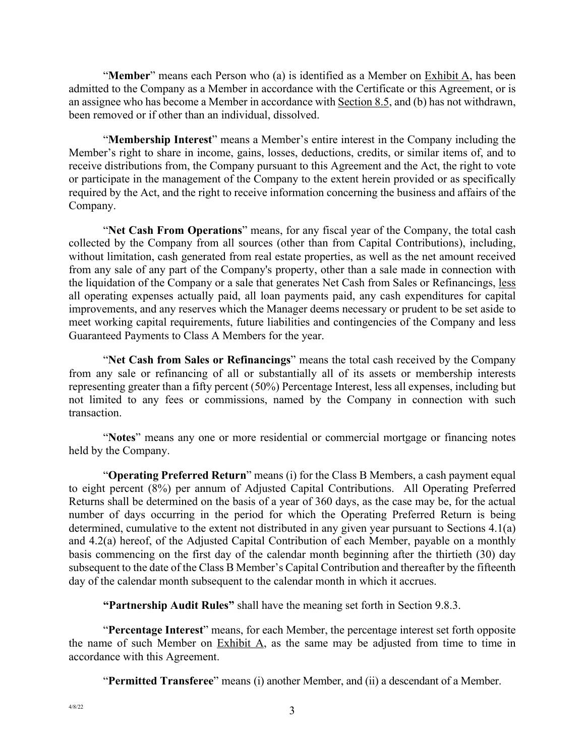"**Member**" means each Person who (a) is identified as a Member on Exhibit A, has been admitted to the Company as a Member in accordance with the Certificate or this Agreement, or is an assignee who has become a Member in accordance with Section 8.5, and (b) has not withdrawn, been removed or if other than an individual, dissolved.

"**Membership Interest**" means a Member's entire interest in the Company including the Member's right to share in income, gains, losses, deductions, credits, or similar items of, and to receive distributions from, the Company pursuant to this Agreement and the Act, the right to vote or participate in the management of the Company to the extent herein provided or as specifically required by the Act, and the right to receive information concerning the business and affairs of the Company.

"**Net Cash From Operations**" means, for any fiscal year of the Company, the total cash collected by the Company from all sources (other than from Capital Contributions), including, without limitation, cash generated from real estate properties, as well as the net amount received from any sale of any part of the Company's property, other than a sale made in connection with the liquidation of the Company or a sale that generates Net Cash from Sales or Refinancings, less all operating expenses actually paid, all loan payments paid, any cash expenditures for capital improvements, and any reserves which the Manager deems necessary or prudent to be set aside to meet working capital requirements, future liabilities and contingencies of the Company and less Guaranteed Payments to Class A Members for the year.

"**Net Cash from Sales or Refinancings**" means the total cash received by the Company from any sale or refinancing of all or substantially all of its assets or membership interests representing greater than a fifty percent (50%) Percentage Interest, less all expenses, including but not limited to any fees or commissions, named by the Company in connection with such transaction.

"**Notes**" means any one or more residential or commercial mortgage or financing notes held by the Company.

"**Operating Preferred Return**" means (i) for the Class B Members, a cash payment equal to eight percent (8%) per annum of Adjusted Capital Contributions. All Operating Preferred Returns shall be determined on the basis of a year of 360 days, as the case may be, for the actual number of days occurring in the period for which the Operating Preferred Return is being determined, cumulative to the extent not distributed in any given year pursuant to Sections 4.1(a) and 4.2(a) hereof, of the Adjusted Capital Contribution of each Member, payable on a monthly basis commencing on the first day of the calendar month beginning after the thirtieth (30) day subsequent to the date of the Class B Member's Capital Contribution and thereafter by the fifteenth day of the calendar month subsequent to the calendar month in which it accrues.

**"Partnership Audit Rules"** shall have the meaning set forth in Section 9.8.3.

"**Percentage Interest**" means, for each Member, the percentage interest set forth opposite the name of such Member on Exhibit A, as the same may be adjusted from time to time in accordance with this Agreement.

"**Permitted Transferee**" means (i) another Member, and (ii) a descendant of a Member.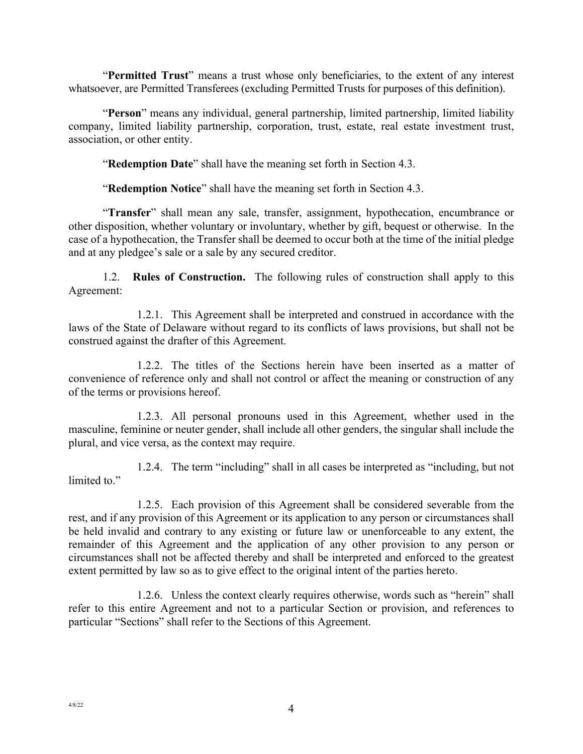"**Permitted Trust**" means a trust whose only beneficiaries, to the extent of any interest whatsoever, are Permitted Transferees (excluding Permitted Trusts for purposes of this definition).

"**Person**" means any individual, general partnership, limited partnership, limited liability company, limited liability partnership, corporation, trust, estate, real estate investment trust, association, or other entity.

"**Redemption Date**" shall have the meaning set forth in Section 4.3.

"**Redemption Notice**" shall have the meaning set forth in Section 4.3.

"**Transfer**" shall mean any sale, transfer, assignment, hypothecation, encumbrance or other disposition, whether voluntary or involuntary, whether by gift, bequest or otherwise. In the case of a hypothecation, the Transfer shall be deemed to occur both at the time of the initial pledge and at any pledgee's sale or a sale by any secured creditor.

1.2. **Rules of Construction.** The following rules of construction shall apply to this Agreement:

1.2.1. This Agreement shall be interpreted and construed in accordance with the laws of the State of Delaware without regard to its conflicts of laws provisions, but shall not be construed against the drafter of this Agreement.

1.2.2. The titles of the Sections herein have been inserted as a matter of convenience of reference only and shall not control or affect the meaning or construction of any of the terms or provisions hereof.

1.2.3. All personal pronouns used in this Agreement, whether used in the masculine, feminine or neuter gender, shall include all other genders, the singular shall include the plural, and vice versa, as the context may require.

1.2.4. The term "including" shall in all cases be interpreted as "including, but not limited to."

1.2.5. Each provision of this Agreement shall be considered severable from the rest, and if any provision of this Agreement or its application to any person or circumstances shall be held invalid and contrary to any existing or future law or unenforceable to any extent, the remainder of this Agreement and the application of any other provision to any person or circumstances shall not be affected thereby and shall be interpreted and enforced to the greatest extent permitted by law so as to give effect to the original intent of the parties hereto.

1.2.6. Unless the context clearly requires otherwise, words such as "herein" shall refer to this entire Agreement and not to a particular Section or provision, and references to particular "Sections" shall refer to the Sections of this Agreement.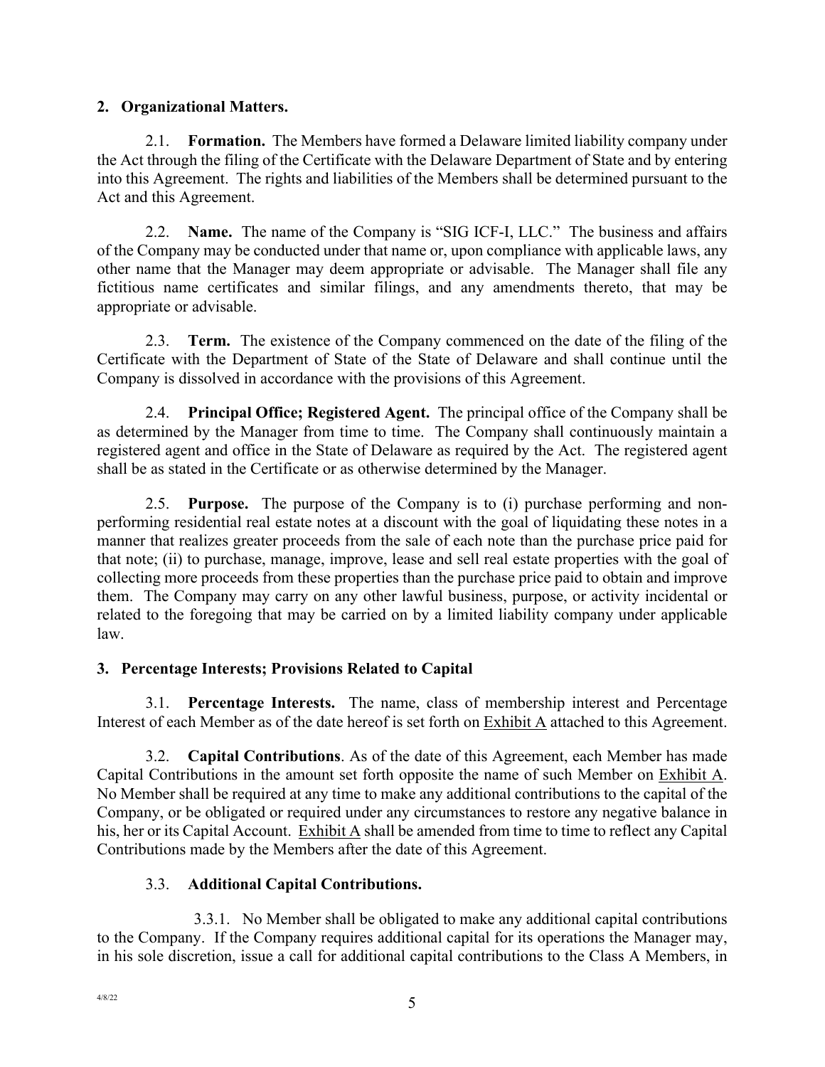## 2. Organizational Matters.

2.1. **Formation.** The Members have formed a Delaware limited liability company under the Act through the filing of the Certificate with the Delaware Department of State and by entering into this Agreement. The rights and liabilities of the Members shall be determined pursuant to the Act and this Agreement.

2.2. **Name.** The name of the Company is "SIG ICF-I, LLC." The business and affairs of the Company may be conducted under that name or, upon compliance with applicable laws, any other name that the Manager may deem appropriate or advisable. The Manager shall file any fictitious name certificates and similar filings, and any amendments thereto, that may be appropriate or advisable.

2.3. **Term.** The existence of the Company commenced on the date of the filing of the Certificate with the Department of State of the State of Delaware and shall continue until the Company is dissolved in accordance with the provisions of this Agreement.

2.4. **Principal Office; Registered Agent.** The principal office of the Company shall be as determined by the Manager from time to time. The Company shall continuously maintain a registered agent and office in the State of Delaware as required by the Act. The registered agent shall be as stated in the Certificate or as otherwise determined by the Manager.

2.5. **Purpose.** The purpose of the Company is to (i) purchase performing and non-performing residential real estate notes at a discount with the goal of liquidating these notes in a manner that realizes greater proceeds from the sale of each note than the purchase price paid for that note; (ii) to purchase, manage, improve, lease and sell real estate properties with the goal of collecting more proceeds from these properties than the purchase price paid to obtain and improve them. The Company may carry on any other lawful business, purpose, or activity incidental or related to the foregoing that may be carried on by a limited liability company under applicable law.

## 3. Percentage Interests; Provisions Related to Capital

3.1. **Percentage Interests.** The name, class of membership interest and Percentage Interest of each Member as of the date hereof is set forth on Exhibit A attached to this Agreement.

3.2. **Capital Contributions**. As of the date of this Agreement, each Member has made Capital Contributions in the amount set forth opposite the name of such Member on Exhibit A. No Member shall be required at any time to make any additional contributions to the capital of the Company, or be obligated or required under any circumstances to restore any negative balance in his, her or its Capital Account. Exhibit A shall be amended from time to time to reflect any Capital Contributions made by the Members after the date of this Agreement.

3.3. **Additional Capital Contributions.**

3.3.1. No Member shall be obligated to make any additional capital contributions to the Company. If the Company requires additional capital for its operations the Manager may, in his sole discretion, issue a call for additional capital contributions to the Class A Members, in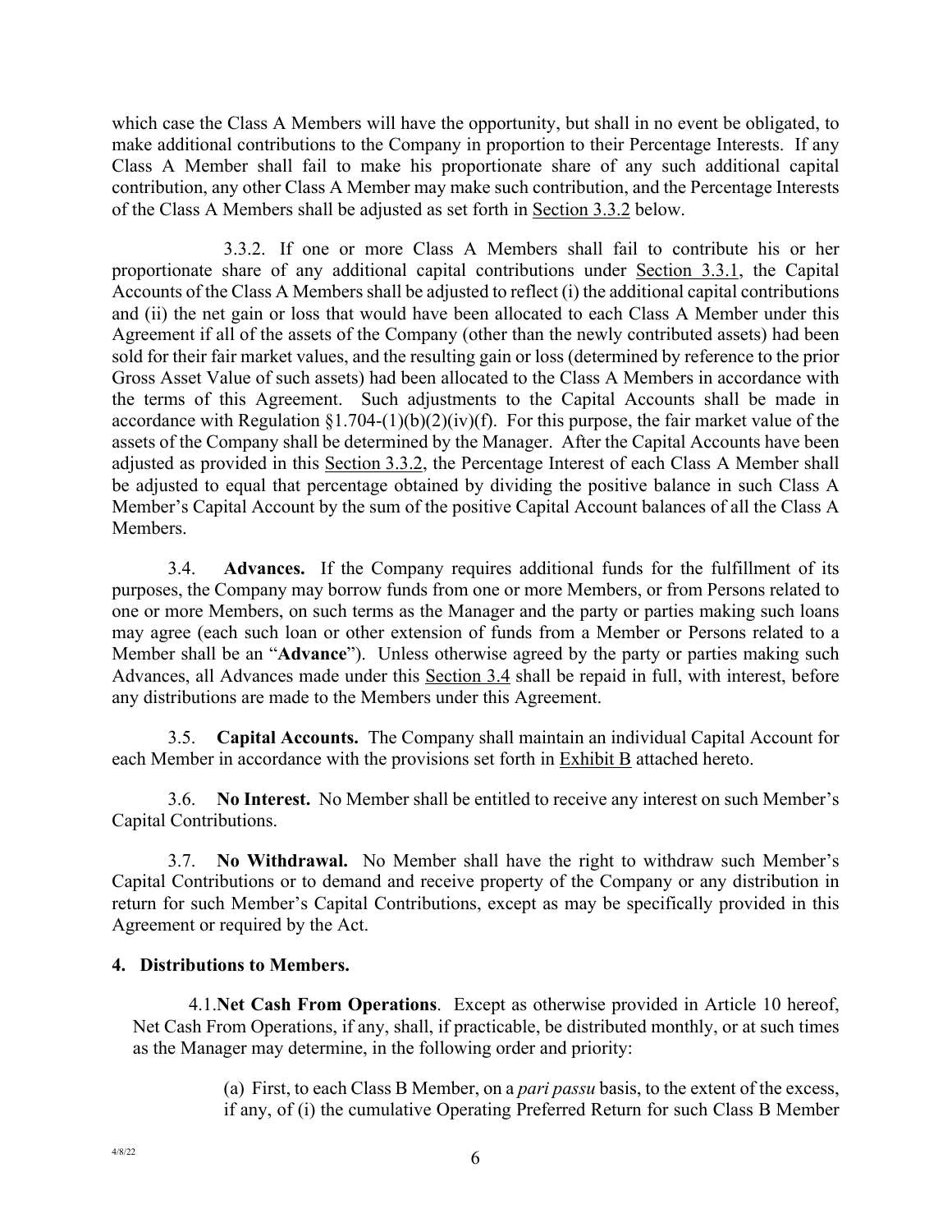which case the Class A Members will have the opportunity, but shall in no event be obligated, to make additional contributions to the Company in proportion to their Percentage Interests. If any Class A Member shall fail to make his proportionate share of any such additional capital contribution, any other Class A Member may make such contribution, and the Percentage Interests of the Class A Members shall be adjusted as set forth in Section 3.3.2 below.

3.3.2. If one or more Class A Members shall fail to contribute his or her proportionate share of any additional capital contributions under Section 3.3.1, the Capital Accounts of the Class A Members shall be adjusted to reflect (i) the additional capital contributions and (ii) the net gain or loss that would have been allocated to each Class A Member under this Agreement if all of the assets of the Company (other than the newly contributed assets) had been sold for their fair market values, and the resulting gain or loss (determined by reference to the prior Gross Asset Value of such assets) had been allocated to the Class A Members in accordance with the terms of this Agreement. Such adjustments to the Capital Accounts shall be made in accordance with Regulation §1.704-(1)(b)(2)(iv)(f). For this purpose, the fair market value of the assets of the Company shall be determined by the Manager. After the Capital Accounts have been adjusted as provided in this Section 3.3.2, the Percentage Interest of each Class A Member shall be adjusted to equal that percentage obtained by dividing the positive balance in such Class A Member's Capital Account by the sum of the positive Capital Account balances of all the Class A Members.

3.4. **Advances.** If the Company requires additional funds for the fulfillment of its purposes, the Company may borrow funds from one or more Members, or from Persons related to one or more Members, on such terms as the Manager and the party or parties making such loans may agree (each such loan or other extension of funds from a Member or Persons related to a Member shall be an "**Advance**"). Unless otherwise agreed by the party or parties making such Advances, all Advances made under this Section 3.4 shall be repaid in full, with interest, before any distributions are made to the Members under this Agreement.

3.5. **Capital Accounts.** The Company shall maintain an individual Capital Account for each Member in accordance with the provisions set forth in Exhibit B attached hereto.

3.6. **No Interest.** No Member shall be entitled to receive any interest on such Member's Capital Contributions.

3.7. **No Withdrawal.** No Member shall have the right to withdraw such Member's Capital Contributions or to demand and receive property of the Company or any distribution in return for such Member's Capital Contributions, except as may be specifically provided in this Agreement or required by the Act.

**4. Distributions to Members.**

4.1. **Net Cash From Operations**. Except as otherwise provided in Article 10 hereof, Net Cash From Operations, if any, shall, if practicable, be distributed monthly, or at such times as the Manager may determine, in the following order and priority:

(a) First, to each Class B Member, on a *pari passu* basis, to the extent of the excess, if any, of (i) the cumulative Operating Preferred Return for such Class B Member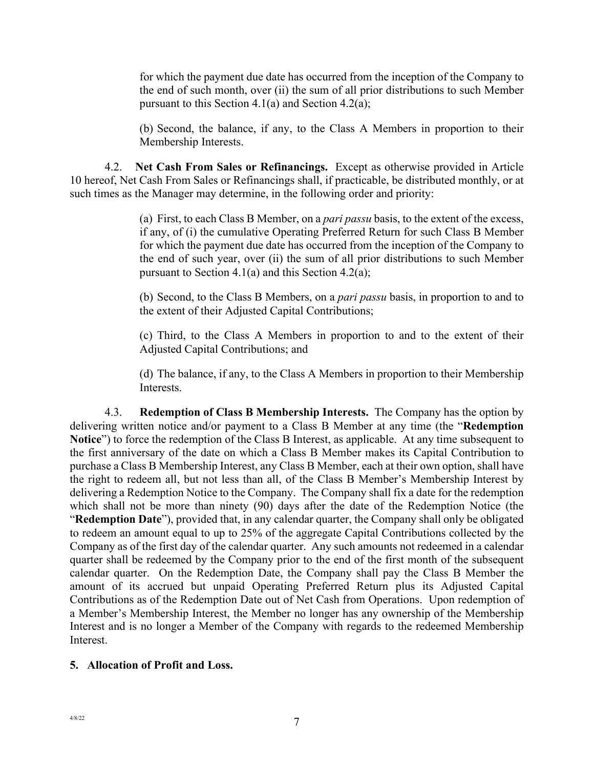for which the payment due date has occurred from the inception of the Company to the end of such month, over (ii) the sum of all prior distributions to such Member pursuant to this Section 4.1(a) and Section 4.2(a);

(b) Second, the balance, if any, to the Class A Members in proportion to their Membership Interests.

4.2. **Net Cash From Sales or Refinancings.** Except as otherwise provided in Article 10 hereof, Net Cash From Sales or Refinancings shall, if practicable, be distributed monthly, or at such times as the Manager may determine, in the following order and priority:

(a) First, to each Class B Member, on a *pari passu* basis, to the extent of the excess, if any, of (i) the cumulative Operating Preferred Return for such Class B Member for which the payment due date has occurred from the inception of the Company to the end of such year, over (ii) the sum of all prior distributions to such Member pursuant to Section 4.1(a) and this Section 4.2(a);

(b) Second, to the Class B Members, on a *pari passu* basis, in proportion to and to the extent of their Adjusted Capital Contributions;

(c) Third, to the Class A Members in proportion to and to the extent of their Adjusted Capital Contributions; and

(d) The balance, if any, to the Class A Members in proportion to their Membership Interests.

4.3. **Redemption of Class B Membership Interests.** The Company has the option by delivering written notice and/or payment to a Class B Member at any time (the "**Redemption Notice**") to force the redemption of the Class B Interest, as applicable. At any time subsequent to the first anniversary of the date on which a Class B Member makes its Capital Contribution to purchase a Class B Membership Interest, any Class B Member, each at their own option, shall have the right to redeem all, but not less than all, of the Class B Member's Membership Interest by delivering a Redemption Notice to the Company. The Company shall fix a date for the redemption which shall not be more than ninety (90) days after the date of the Redemption Notice (the "**Redemption Date**"), provided that, in any calendar quarter, the Company shall only be obligated to redeem an amount equal to up to 25% of the aggregate Capital Contributions collected by the Company as of the first day of the calendar quarter. Any such amounts not redeemed in a calendar quarter shall be redeemed by the Company prior to the end of the first month of the subsequent calendar quarter. On the Redemption Date, the Company shall pay the Class B Member the amount of its accrued but unpaid Operating Preferred Return plus its Adjusted Capital Contributions as of the Redemption Date out of Net Cash from Operations. Upon redemption of a Member's Membership Interest, the Member no longer has any ownership of the Membership Interest and is no longer a Member of the Company with regards to the redeemed Membership Interest.

## 5. Allocation of Profit and Loss.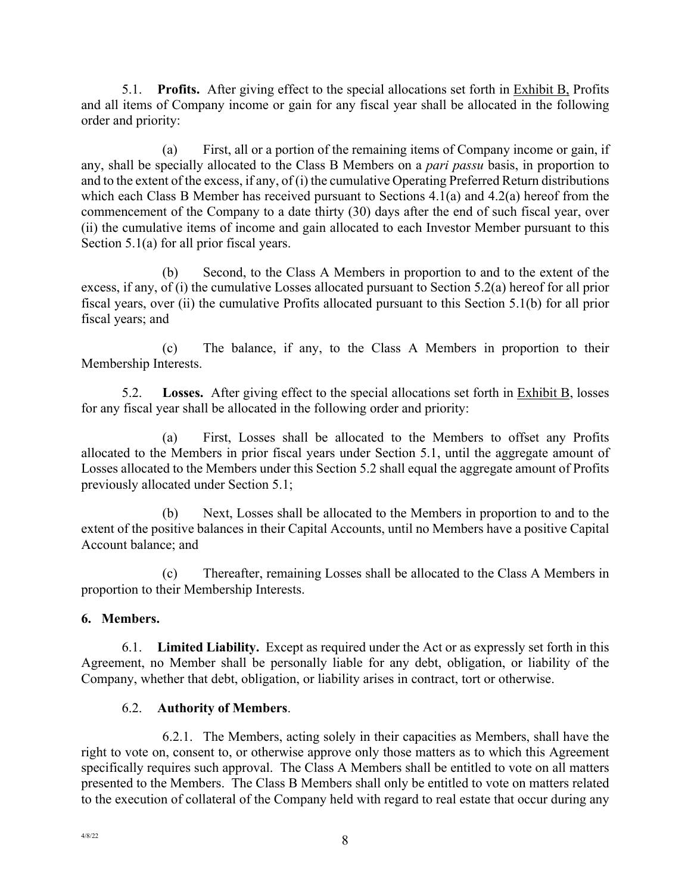5.1. **Profits.** After giving effect to the special allocations set forth in Exhibit B, Profits and all items of Company income or gain for any fiscal year shall be allocated in the following order and priority:

(a) First, all or a portion of the remaining items of Company income or gain, if any, shall be specially allocated to the Class B Members on a *pari passu* basis, in proportion to and to the extent of the excess, if any, of (i) the cumulative Operating Preferred Return distributions which each Class B Member has received pursuant to Sections 4.1(a) and 4.2(a) hereof from the commencement of the Company to a date thirty (30) days after the end of such fiscal year, over (ii) the cumulative items of income and gain allocated to each Investor Member pursuant to this Section 5.1(a) for all prior fiscal years.

(b) Second, to the Class A Members in proportion to and to the extent of the excess, if any, of (i) the cumulative Losses allocated pursuant to Section 5.2(a) hereof for all prior fiscal years, over (ii) the cumulative Profits allocated pursuant to this Section 5.1(b) for all prior fiscal years; and

(c) The balance, if any, to the Class A Members in proportion to their Membership Interests.

5.2. **Losses.** After giving effect to the special allocations set forth in Exhibit B, losses for any fiscal year shall be allocated in the following order and priority:

(a) First, Losses shall be allocated to the Members to offset any Profits allocated to the Members in prior fiscal years under Section 5.1, until the aggregate amount of Losses allocated to the Members under this Section 5.2 shall equal the aggregate amount of Profits previously allocated under Section 5.1;

(b) Next, Losses shall be allocated to the Members in proportion to and to the extent of the positive balances in their Capital Accounts, until no Members have a positive Capital Account balance; and

(c) Thereafter, remaining Losses shall be allocated to the Class A Members in proportion to their Membership Interests.

## 6. Members.

6.1. **Limited Liability.** Except as required under the Act or as expressly set forth in this Agreement, no Member shall be personally liable for any debt, obligation, or liability of the Company, whether that debt, obligation, or liability arises in contract, tort or otherwise.

6.2. **Authority of Members**.

6.2.1. The Members, acting solely in their capacities as Members, shall have the right to vote on, consent to, or otherwise approve only those matters as to which this Agreement specifically requires such approval. The Class A Members shall be entitled to vote on all matters presented to the Members. The Class B Members shall only be entitled to vote on matters related to the execution of collateral of the Company held with regard to real estate that occur during any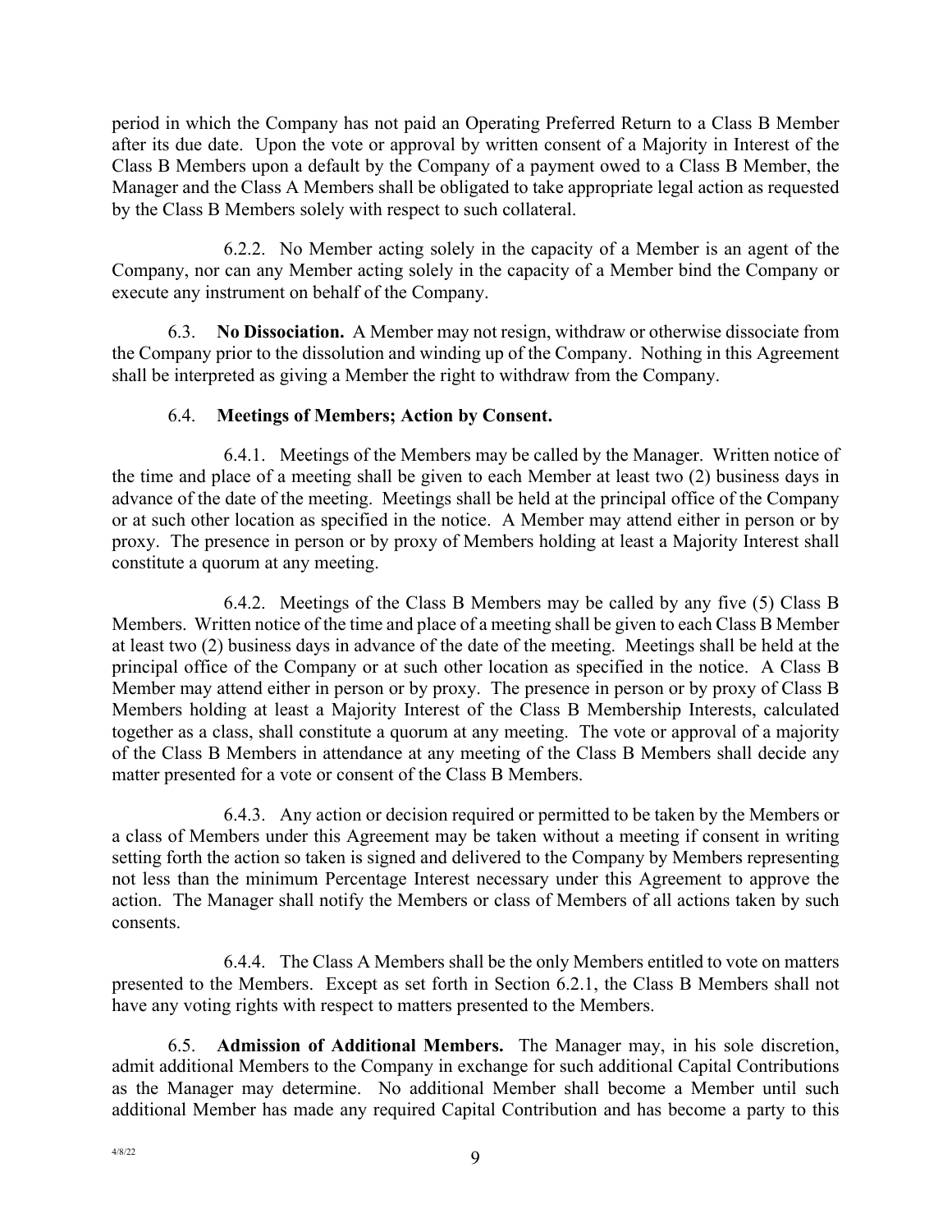period in which the Company has not paid an Operating Preferred Return to a Class B Member after its due date. Upon the vote or approval by written consent of a Majority in Interest of the Class B Members upon a default by the Company of a payment owed to a Class B Member, the Manager and the Class A Members shall be obligated to take appropriate legal action as requested by the Class B Members solely with respect to such collateral.

6.2.2. No Member acting solely in the capacity of a Member is an agent of the Company, nor can any Member acting solely in the capacity of a Member bind the Company or execute any instrument on behalf of the Company.

6.3. **No Dissociation.** A Member may not resign, withdraw or otherwise dissociate from the Company prior to the dissolution and winding up of the Company. Nothing in this Agreement shall be interpreted as giving a Member the right to withdraw from the Company.

6.4. **Meetings of Members; Action by Consent.**

6.4.1. Meetings of the Members may be called by the Manager. Written notice of the time and place of a meeting shall be given to each Member at least two (2) business days in advance of the date of the meeting. Meetings shall be held at the principal office of the Company or at such other location as specified in the notice. A Member may attend either in person or by proxy. The presence in person or by proxy of Members holding at least a Majority Interest shall constitute a quorum at any meeting.

6.4.2. Meetings of the Class B Members may be called by any five (5) Class B Members. Written notice of the time and place of a meeting shall be given to each Class B Member at least two (2) business days in advance of the date of the meeting. Meetings shall be held at the principal office of the Company or at such other location as specified in the notice. A Class B Member may attend either in person or by proxy. The presence in person or by proxy of Class B Members holding at least a Majority Interest of the Class B Membership Interests, calculated together as a class, shall constitute a quorum at any meeting. The vote or approval of a majority of the Class B Members in attendance at any meeting of the Class B Members shall decide any matter presented for a vote or consent of the Class B Members.

6.4.3. Any action or decision required or permitted to be taken by the Members or a class of Members under this Agreement may be taken without a meeting if consent in writing setting forth the action so taken is signed and delivered to the Company by Members representing not less than the minimum Percentage Interest necessary under this Agreement to approve the action. The Manager shall notify the Members or class of Members of all actions taken by such consents.

6.4.4. The Class A Members shall be the only Members entitled to vote on matters presented to the Members. Except as set forth in Section 6.2.1, the Class B Members shall not have any voting rights with respect to matters presented to the Members.

6.5. **Admission of Additional Members.** The Manager may, in his sole discretion, admit additional Members to the Company in exchange for such additional Capital Contributions as the Manager may determine. No additional Member shall become a Member until such additional Member has made any required Capital Contribution and has become a party to this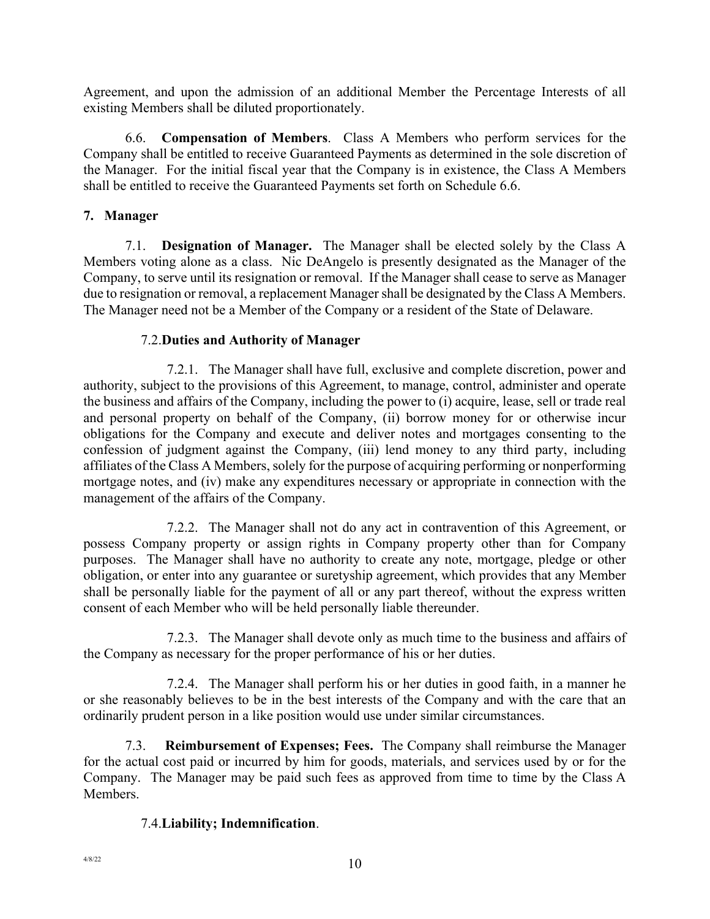Agreement, and upon the admission of an additional Member the Percentage Interests of all existing Members shall be diluted proportionately.

6.6. **Compensation of Members**. Class A Members who perform services for the Company shall be entitled to receive Guaranteed Payments as determined in the sole discretion of the Manager. For the initial fiscal year that the Company is in existence, the Class A Members shall be entitled to receive the Guaranteed Payments set forth on Schedule 6.6.

## 7. Manager

7.1. **Designation of Manager.** The Manager shall be elected solely by the Class A Members voting alone as a class. Nic DeAngelo is presently designated as the Manager of the Company, to serve until its resignation or removal. If the Manager shall cease to serve as Manager due to resignation or removal, a replacement Manager shall be designated by the Class A Members. The Manager need not be a Member of the Company or a resident of the State of Delaware.

7.2. **Duties and Authority of Manager**

7.2.1. The Manager shall have full, exclusive and complete discretion, power and authority, subject to the provisions of this Agreement, to manage, control, administer and operate the business and affairs of the Company, including the power to (i) acquire, lease, sell or trade real and personal property on behalf of the Company, (ii) borrow money for or otherwise incur obligations for the Company and execute and deliver notes and mortgages consenting to the confession of judgment against the Company, (iii) lend money to any third party, including affiliates of the Class A Members, solely for the purpose of acquiring performing or nonperforming mortgage notes, and (iv) make any expenditures necessary or appropriate in connection with the management of the affairs of the Company.

7.2.2. The Manager shall not do any act in contravention of this Agreement, or possess Company property or assign rights in Company property other than for Company purposes. The Manager shall have no authority to create any note, mortgage, pledge or other obligation, or enter into any guarantee or suretyship agreement, which provides that any Member shall be personally liable for the payment of all or any part thereof, without the express written consent of each Member who will be held personally liable thereunder.

7.2.3. The Manager shall devote only as much time to the business and affairs of the Company as necessary for the proper performance of his or her duties.

7.2.4. The Manager shall perform his or her duties in good faith, in a manner he or she reasonably believes to be in the best interests of the Company and with the care that an ordinarily prudent person in a like position would use under similar circumstances.

7.3. **Reimbursement of Expenses; Fees.** The Company shall reimburse the Manager for the actual cost paid or incurred by him for goods, materials, and services used by or for the Company. The Manager may be paid such fees as approved from time to time by the Class A Members.

7.4. **Liability; Indemnification**.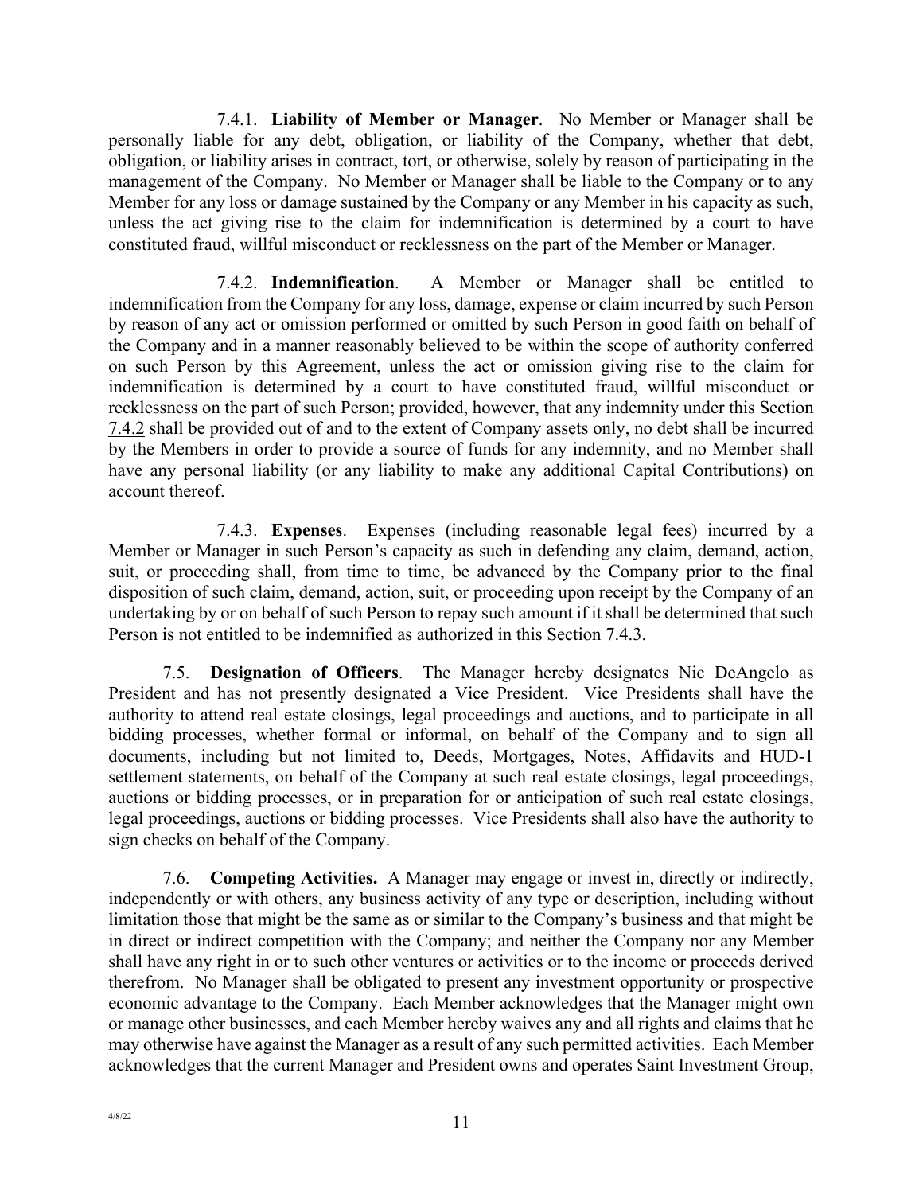7.4.1. **Liability of Member or Manager**. No Member or Manager shall be personally liable for any debt, obligation, or liability of the Company, whether that debt, obligation, or liability arises in contract, tort, or otherwise, solely by reason of participating in the management of the Company. No Member or Manager shall be liable to the Company or to any Member for any loss or damage sustained by the Company or any Member in his capacity as such, unless the act giving rise to the claim for indemnification is determined by a court to have constituted fraud, willful misconduct or recklessness on the part of the Member or Manager.

7.4.2. **Indemnification**. A Member or Manager shall be entitled to indemnification from the Company for any loss, damage, expense or claim incurred by such Person by reason of any act or omission performed or omitted by such Person in good faith on behalf of the Company and in a manner reasonably believed to be within the scope of authority conferred on such Person by this Agreement, unless the act or omission giving rise to the claim for indemnification is determined by a court to have constituted fraud, willful misconduct or recklessness on the part of such Person; provided, however, that any indemnity under this Section 7.4.2 shall be provided out of and to the extent of Company assets only, no debt shall be incurred by the Members in order to provide a source of funds for any indemnity, and no Member shall have any personal liability (or any liability to make any additional Capital Contributions) on account thereof.

7.4.3. **Expenses**. Expenses (including reasonable legal fees) incurred by a Member or Manager in such Person's capacity as such in defending any claim, demand, action, suit, or proceeding shall, from time to time, be advanced by the Company prior to the final disposition of such claim, demand, action, suit, or proceeding upon receipt by the Company of an undertaking by or on behalf of such Person to repay such amount if it shall be determined that such Person is not entitled to be indemnified as authorized in this Section 7.4.3.

7.5. **Designation of Officers**. The Manager hereby designates Nic DeAngelo as President and has not presently designated a Vice President. Vice Presidents shall have the authority to attend real estate closings, legal proceedings and auctions, and to participate in all bidding processes, whether formal or informal, on behalf of the Company and to sign all documents, including but not limited to, Deeds, Mortgages, Notes, Affidavits and HUD-1 settlement statements, on behalf of the Company at such real estate closings, legal proceedings, auctions or bidding processes, or in preparation for or anticipation of such real estate closings, legal proceedings, auctions or bidding processes. Vice Presidents shall also have the authority to sign checks on behalf of the Company.

7.6. **Competing Activities.** A Manager may engage or invest in, directly or indirectly, independently or with others, any business activity of any type or description, including without limitation those that might be the same as or similar to the Company's business and that might be in direct or indirect competition with the Company; and neither the Company nor any Member shall have any right in or to such other ventures or activities or to the income or proceeds derived therefrom. No Manager shall be obligated to present any investment opportunity or prospective economic advantage to the Company. Each Member acknowledges that the Manager might own or manage other businesses, and each Member hereby waives any and all rights and claims that he may otherwise have against the Manager as a result of any such permitted activities. Each Member acknowledges that the current Manager and President owns and operates Saint Investment Group,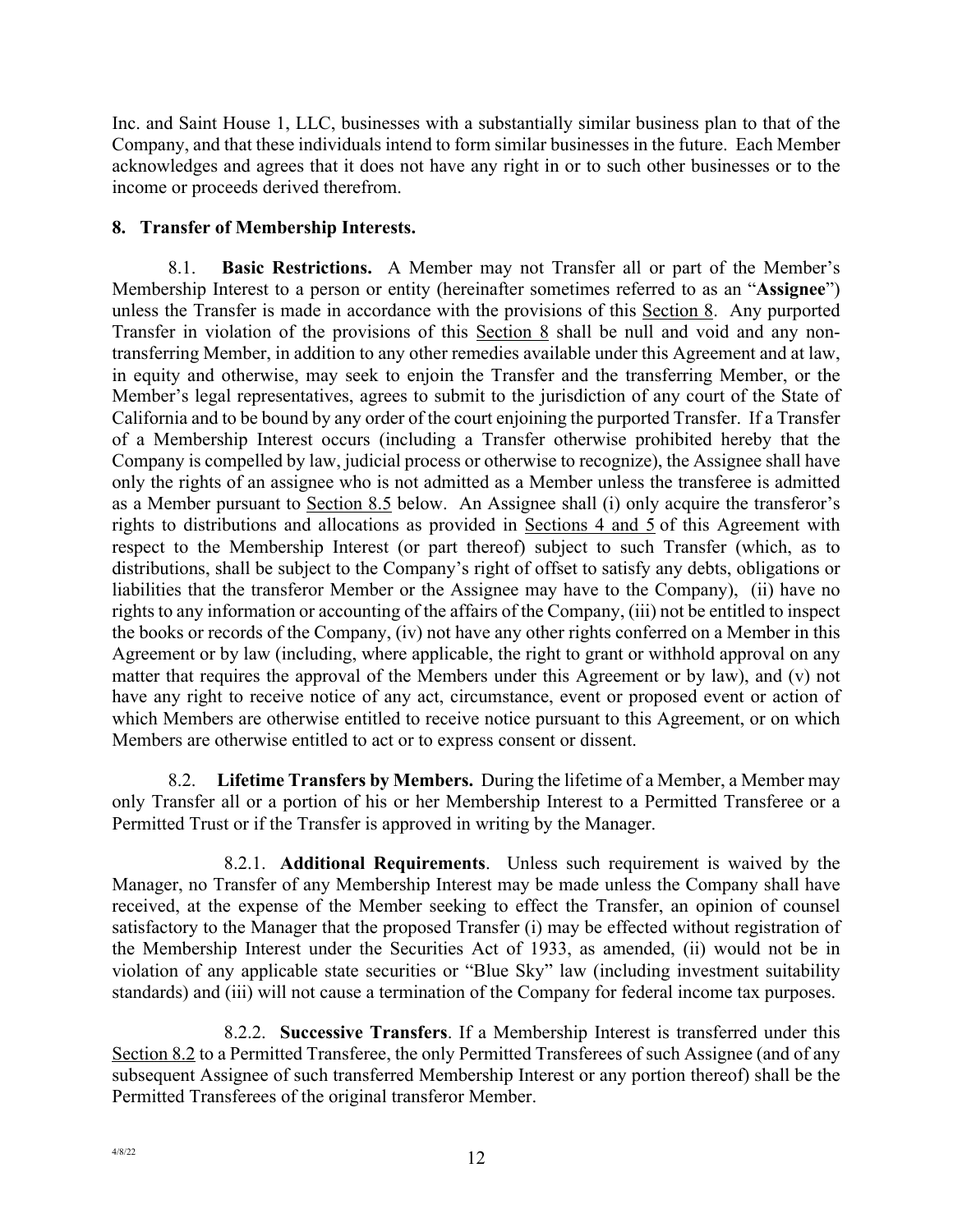Inc. and Saint House 1, LLC, businesses with a substantially similar business plan to that of the Company, and that these individuals intend to form similar businesses in the future. Each Member acknowledges and agrees that it does not have any right in or to such other businesses or to the income or proceeds derived therefrom.

## 8. Transfer of Membership Interests.

8.1. **Basic Restrictions.** A Member may not Transfer all or part of the Member's Membership Interest to a person or entity (hereinafter sometimes referred to as an "**Assignee**") unless the Transfer is made in accordance with the provisions of this Section 8. Any purported Transfer in violation of the provisions of this Section 8 shall be null and void and any non-transferring Member, in addition to any other remedies available under this Agreement and at law, in equity and otherwise, may seek to enjoin the Transfer and the transferring Member, or the Member's legal representatives, agrees to submit to the jurisdiction of any court of the State of California and to be bound by any order of the court enjoining the purported Transfer. If a Transfer of a Membership Interest occurs (including a Transfer otherwise prohibited hereby that the Company is compelled by law, judicial process or otherwise to recognize), the Assignee shall have only the rights of an assignee who is not admitted as a Member unless the transferee is admitted as a Member pursuant to Section 8.5 below. An Assignee shall (i) only acquire the transferor's rights to distributions and allocations as provided in Sections 4 and 5 of this Agreement with respect to the Membership Interest (or part thereof) subject to such Transfer (which, as to distributions, shall be subject to the Company's right of offset to satisfy any debts, obligations or liabilities that the transferor Member or the Assignee may have to the Company), (ii) have no rights to any information or accounting of the affairs of the Company, (iii) not be entitled to inspect the books or records of the Company, (iv) not have any other rights conferred on a Member in this Agreement or by law (including, where applicable, the right to grant or withhold approval on any matter that requires the approval of the Members under this Agreement or by law), and (v) not have any right to receive notice of any act, circumstance, event or proposed event or action of which Members are otherwise entitled to receive notice pursuant to this Agreement, or on which Members are otherwise entitled to act or to express consent or dissent.

8.2. **Lifetime Transfers by Members.** During the lifetime of a Member, a Member may only Transfer all or a portion of his or her Membership Interest to a Permitted Transferee or a Permitted Trust or if the Transfer is approved in writing by the Manager.

8.2.1. **Additional Requirements**. Unless such requirement is waived by the Manager, no Transfer of any Membership Interest may be made unless the Company shall have received, at the expense of the Member seeking to effect the Transfer, an opinion of counsel satisfactory to the Manager that the proposed Transfer (i) may be effected without registration of the Membership Interest under the Securities Act of 1933, as amended, (ii) would not be in violation of any applicable state securities or "Blue Sky" law (including investment suitability standards) and (iii) will not cause a termination of the Company for federal income tax purposes.

8.2.2. **Successive Transfers**. If a Membership Interest is transferred under this Section 8.2 to a Permitted Transferee, the only Permitted Transferees of such Assignee (and of any subsequent Assignee of such transferred Membership Interest or any portion thereof) shall be the Permitted Transferees of the original transferor Member.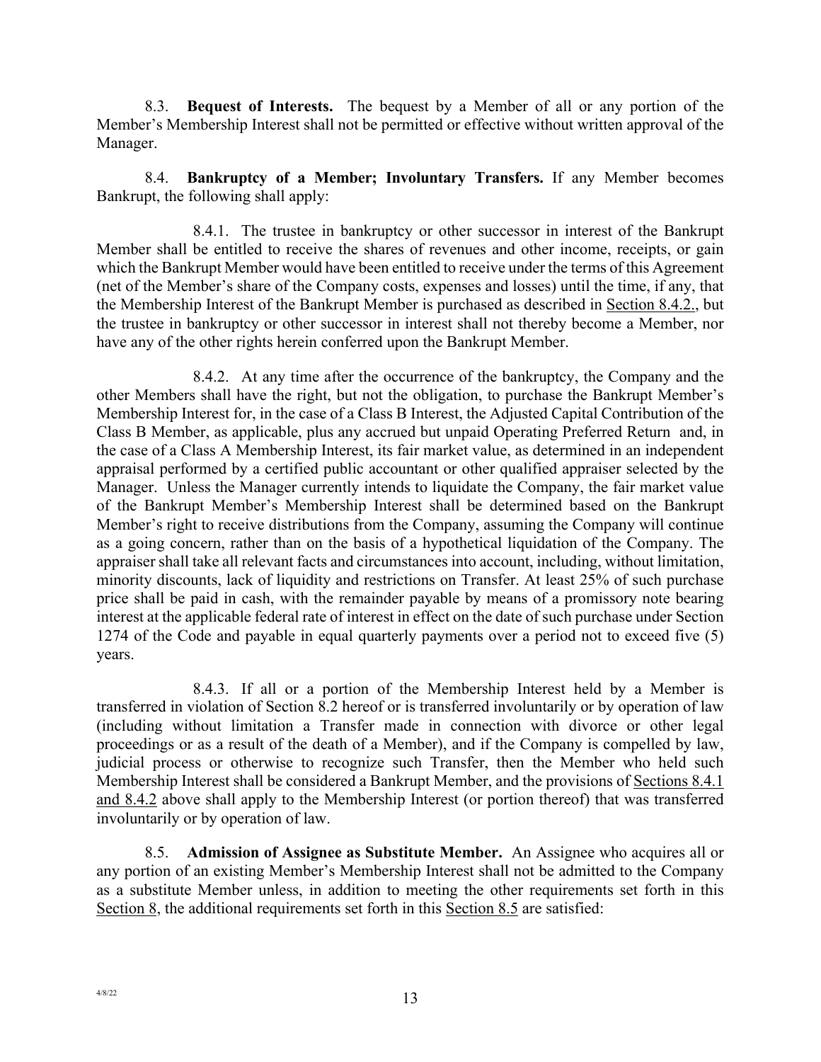8.3. **Bequest of Interests.** The bequest by a Member of all or any portion of the Member's Membership Interest shall not be permitted or effective without written approval of the Manager.

8.4. **Bankruptcy of a Member; Involuntary Transfers.** If any Member becomes Bankrupt, the following shall apply:

8.4.1. The trustee in bankruptcy or other successor in interest of the Bankrupt Member shall be entitled to receive the shares of revenues and other income, receipts, or gain which the Bankrupt Member would have been entitled to receive under the terms of this Agreement (net of the Member's share of the Company costs, expenses and losses) until the time, if any, that the Membership Interest of the Bankrupt Member is purchased as described in Section 8.4.2., but the trustee in bankruptcy or other successor in interest shall not thereby become a Member, nor have any of the other rights herein conferred upon the Bankrupt Member.

8.4.2. At any time after the occurrence of the bankruptcy, the Company and the other Members shall have the right, but not the obligation, to purchase the Bankrupt Member's Membership Interest for, in the case of a Class B Interest, the Adjusted Capital Contribution of the Class B Member, as applicable, plus any accrued but unpaid Operating Preferred Return and, in the case of a Class A Membership Interest, its fair market value, as determined in an independent appraisal performed by a certified public accountant or other qualified appraiser selected by the Manager. Unless the Manager currently intends to liquidate the Company, the fair market value of the Bankrupt Member's Membership Interest shall be determined based on the Bankrupt Member's right to receive distributions from the Company, assuming the Company will continue as a going concern, rather than on the basis of a hypothetical liquidation of the Company. The appraiser shall take all relevant facts and circumstances into account, including, without limitation, minority discounts, lack of liquidity and restrictions on Transfer. At least 25% of such purchase price shall be paid in cash, with the remainder payable by means of a promissory note bearing interest at the applicable federal rate of interest in effect on the date of such purchase under Section 1274 of the Code and payable in equal quarterly payments over a period not to exceed five (5) years.

8.4.3. If all or a portion of the Membership Interest held by a Member is transferred in violation of Section 8.2 hereof or is transferred involuntarily or by operation of law (including without limitation a Transfer made in connection with divorce or other legal proceedings or as a result of the death of a Member), and if the Company is compelled by law, judicial process or otherwise to recognize such Transfer, then the Member who held such Membership Interest shall be considered a Bankrupt Member, and the provisions of Sections 8.4.1 and 8.4.2 above shall apply to the Membership Interest (or portion thereof) that was transferred involuntarily or by operation of law.

8.5. **Admission of Assignee as Substitute Member.** An Assignee who acquires all or any portion of an existing Member's Membership Interest shall not be admitted to the Company as a substitute Member unless, in addition to meeting the other requirements set forth in this Section 8, the additional requirements set forth in this Section 8.5 are satisfied: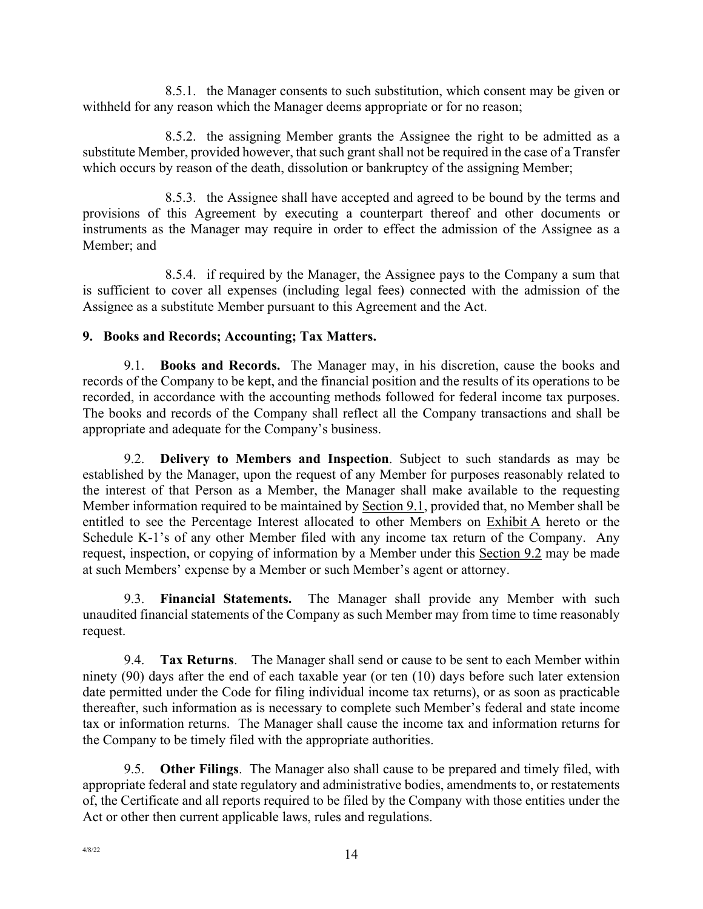8.5.1. the Manager consents to such substitution, which consent may be given or withheld for any reason which the Manager deems appropriate or for no reason;

8.5.2. the assigning Member grants the Assignee the right to be admitted as a substitute Member, provided however, that such grant shall not be required in the case of a Transfer which occurs by reason of the death, dissolution or bankruptcy of the assigning Member;

8.5.3. the Assignee shall have accepted and agreed to be bound by the terms and provisions of this Agreement by executing a counterpart thereof and other documents or instruments as the Manager may require in order to effect the admission of the Assignee as a Member; and

8.5.4. if required by the Manager, the Assignee pays to the Company a sum that is sufficient to cover all expenses (including legal fees) connected with the admission of the Assignee as a substitute Member pursuant to this Agreement and the Act.

## 9. Books and Records; Accounting; Tax Matters.

9.1. **Books and Records.** The Manager may, in his discretion, cause the books and records of the Company to be kept, and the financial position and the results of its operations to be recorded, in accordance with the accounting methods followed for federal income tax purposes. The books and records of the Company shall reflect all the Company transactions and shall be appropriate and adequate for the Company's business.

9.2. **Delivery to Members and Inspection**. Subject to such standards as may be established by the Manager, upon the request of any Member for purposes reasonably related to the interest of that Person as a Member, the Manager shall make available to the requesting Member information required to be maintained by Section 9.1, provided that, no Member shall be entitled to see the Percentage Interest allocated to other Members on Exhibit A hereto or the Schedule K-1's of any other Member filed with any income tax return of the Company. Any request, inspection, or copying of information by a Member under this Section 9.2 may be made at such Members' expense by a Member or such Member's agent or attorney.

9.3. **Financial Statements.** The Manager shall provide any Member with such unaudited financial statements of the Company as such Member may from time to time reasonably request.

9.4. **Tax Returns**. The Manager shall send or cause to be sent to each Member within ninety (90) days after the end of each taxable year (or ten (10) days before such later extension date permitted under the Code for filing individual income tax returns), or as soon as practicable thereafter, such information as is necessary to complete such Member's federal and state income tax or information returns. The Manager shall cause the income tax and information returns for the Company to be timely filed with the appropriate authorities.

9.5. **Other Filings**. The Manager also shall cause to be prepared and timely filed, with appropriate federal and state regulatory and administrative bodies, amendments to, or restatements of, the Certificate and all reports required to be filed by the Company with those entities under the Act or other then current applicable laws, rules and regulations.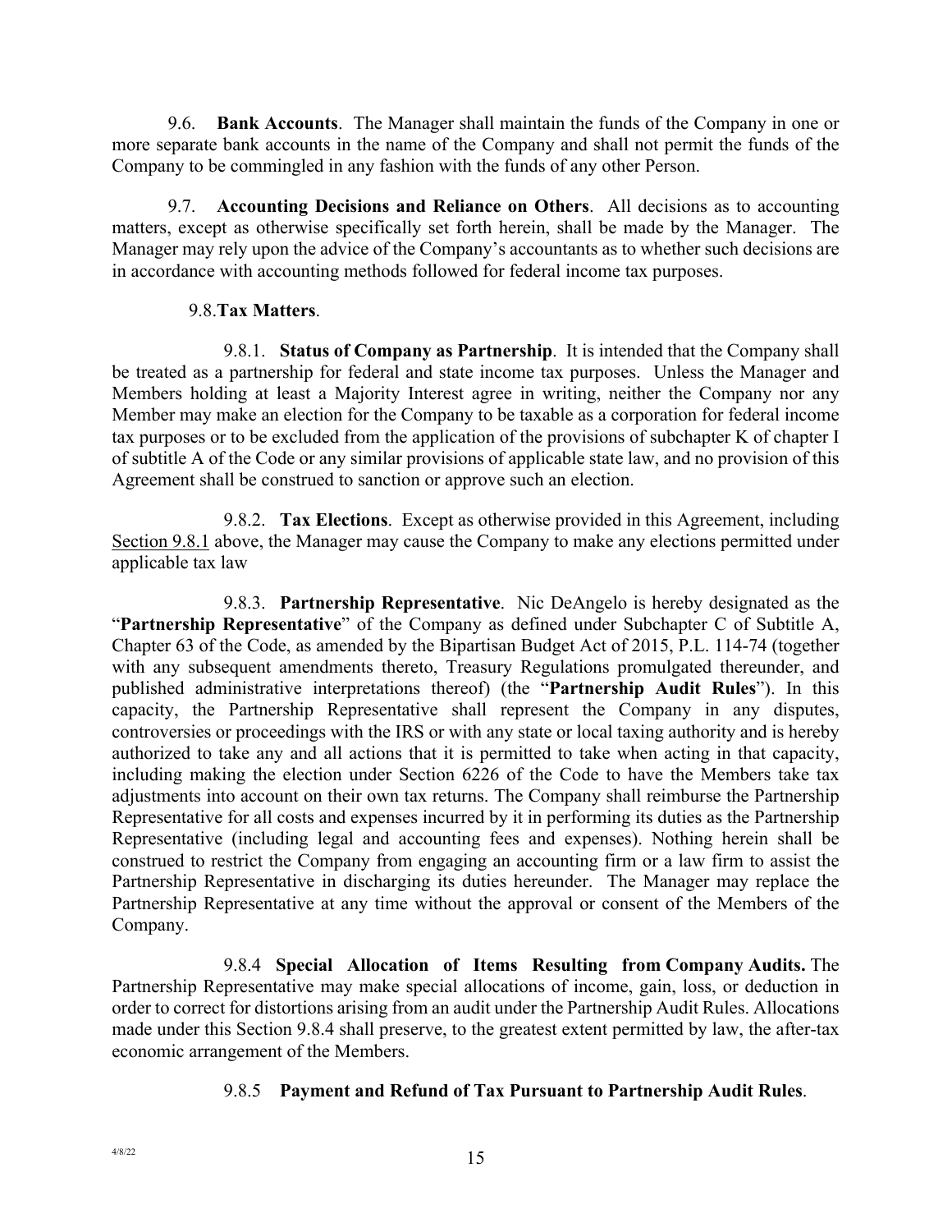9.6. **Bank Accounts**. The Manager shall maintain the funds of the Company in one or more separate bank accounts in the name of the Company and shall not permit the funds of the Company to be commingled in any fashion with the funds of any other Person.

9.7. **Accounting Decisions and Reliance on Others**. All decisions as to accounting matters, except as otherwise specifically set forth herein, shall be made by the Manager. The Manager may rely upon the advice of the Company's accountants as to whether such decisions are in accordance with accounting methods followed for federal income tax purposes.

9.8. **Tax Matters**.

9.8.1. **Status of Company as Partnership**. It is intended that the Company shall be treated as a partnership for federal and state income tax purposes. Unless the Manager and Members holding at least a Majority Interest agree in writing, neither the Company nor any Member may make an election for the Company to be taxable as a corporation for federal income tax purposes or to be excluded from the application of the provisions of subchapter K of chapter I of subtitle A of the Code or any similar provisions of applicable state law, and no provision of this Agreement shall be construed to sanction or approve such an election.

9.8.2. **Tax Elections**. Except as otherwise provided in this Agreement, including Section 9.8.1 above, the Manager may cause the Company to make any elections permitted under applicable tax law

9.8.3. **Partnership Representative**. Nic DeAngelo is hereby designated as the "**Partnership Representative**" of the Company as defined under Subchapter C of Subtitle A, Chapter 63 of the Code, as amended by the Bipartisan Budget Act of 2015, P.L. 114-74 (together with any subsequent amendments thereto, Treasury Regulations promulgated thereunder, and published administrative interpretations thereof) (the "**Partnership Audit Rules**"). In this capacity, the Partnership Representative shall represent the Company in any disputes, controversies or proceedings with the IRS or with any state or local taxing authority and is hereby authorized to take any and all actions that it is permitted to take when acting in that capacity, including making the election under Section 6226 of the Code to have the Members take tax adjustments into account on their own tax returns. The Company shall reimburse the Partnership Representative for all costs and expenses incurred by it in performing its duties as the Partnership Representative (including legal and accounting fees and expenses). Nothing herein shall be construed to restrict the Company from engaging an accounting firm or a law firm to assist the Partnership Representative in discharging its duties hereunder. The Manager may replace the Partnership Representative at any time without the approval or consent of the Members of the Company.

9.8.4 **Special Allocation of Items Resulting from Company Audits.** The Partnership Representative may make special allocations of income, gain, loss, or deduction in order to correct for distortions arising from an audit under the Partnership Audit Rules. Allocations made under this Section 9.8.4 shall preserve, to the greatest extent permitted by law, the after-tax economic arrangement of the Members.

9.8.5 **Payment and Refund of Tax Pursuant to Partnership Audit Rules**.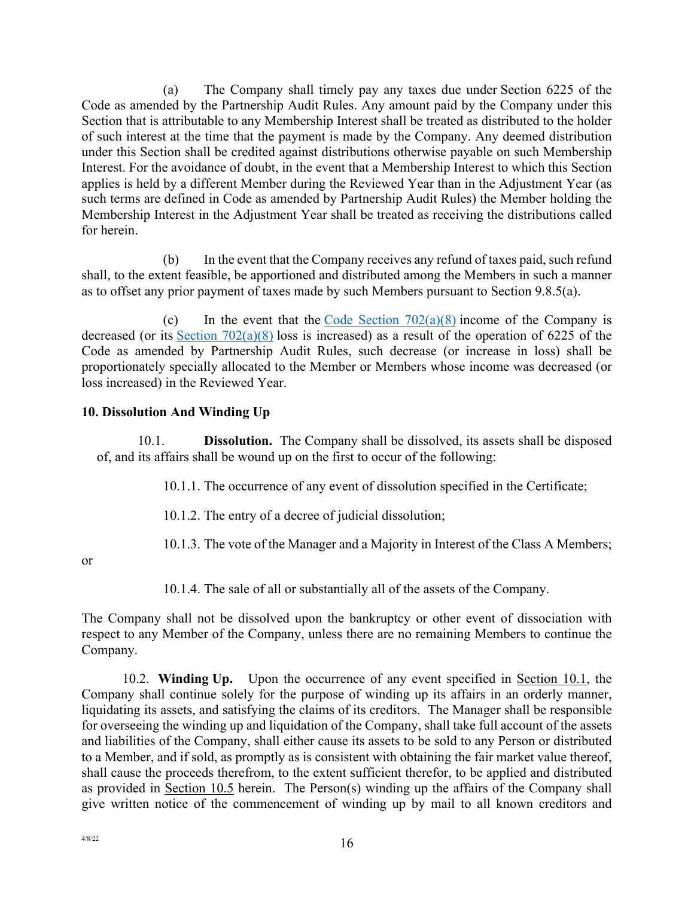(a) The Company shall timely pay any taxes due under Section 6225 of the Code as amended by the Partnership Audit Rules. Any amount paid by the Company under this Section that is attributable to any Membership Interest shall be treated as distributed to the holder of such interest at the time that the payment is made by the Company. Any deemed distribution under this Section shall be credited against distributions otherwise payable on such Membership Interest. For the avoidance of doubt, in the event that a Membership Interest to which this Section applies is held by a different Member during the Reviewed Year than in the Adjustment Year (as such terms are defined in Code as amended by Partnership Audit Rules) the Member holding the Membership Interest in the Adjustment Year shall be treated as receiving the distributions called for herein.

(b) In the event that the Company receives any refund of taxes paid, such refund shall, to the extent feasible, be apportioned and distributed among the Members in such a manner as to offset any prior payment of taxes made by such Members pursuant to Section 9.8.5(a).

(c) In the event that the Code Section 702(a)(8) income of the Company is decreased (or its Section 702(a)(8) loss is increased) as a result of the operation of 6225 of the Code as amended by Partnership Audit Rules, such decrease (or increase in loss) shall be proportionately specially allocated to the Member or Members whose income was decreased (or loss increased) in the Reviewed Year.

## 10. Dissolution And Winding Up

10.1. **Dissolution.** The Company shall be dissolved, its assets shall be disposed of, and its affairs shall be wound up on the first to occur of the following:

10.1.1. The occurrence of any event of dissolution specified in the Certificate;

10.1.2. The entry of a decree of judicial dissolution;

10.1.3. The vote of the Manager and a Majority in Interest of the Class A Members; or

10.1.4. The sale of all or substantially all of the assets of the Company.

The Company shall not be dissolved upon the bankruptcy or other event of dissociation with respect to any Member of the Company, unless there are no remaining Members to continue the Company.

10.2. **Winding Up.** Upon the occurrence of any event specified in Section 10.1, the Company shall continue solely for the purpose of winding up its affairs in an orderly manner, liquidating its assets, and satisfying the claims of its creditors. The Manager shall be responsible for overseeing the winding up and liquidation of the Company, shall take full account of the assets and liabilities of the Company, shall either cause its assets to be sold to any Person or distributed to a Member, and if sold, as promptly as is consistent with obtaining the fair market value thereof, shall cause the proceeds therefrom, to the extent sufficient therefor, to be applied and distributed as provided in Section 10.5 herein. The Person(s) winding up the affairs of the Company shall give written notice of the commencement of winding up by mail to all known creditors and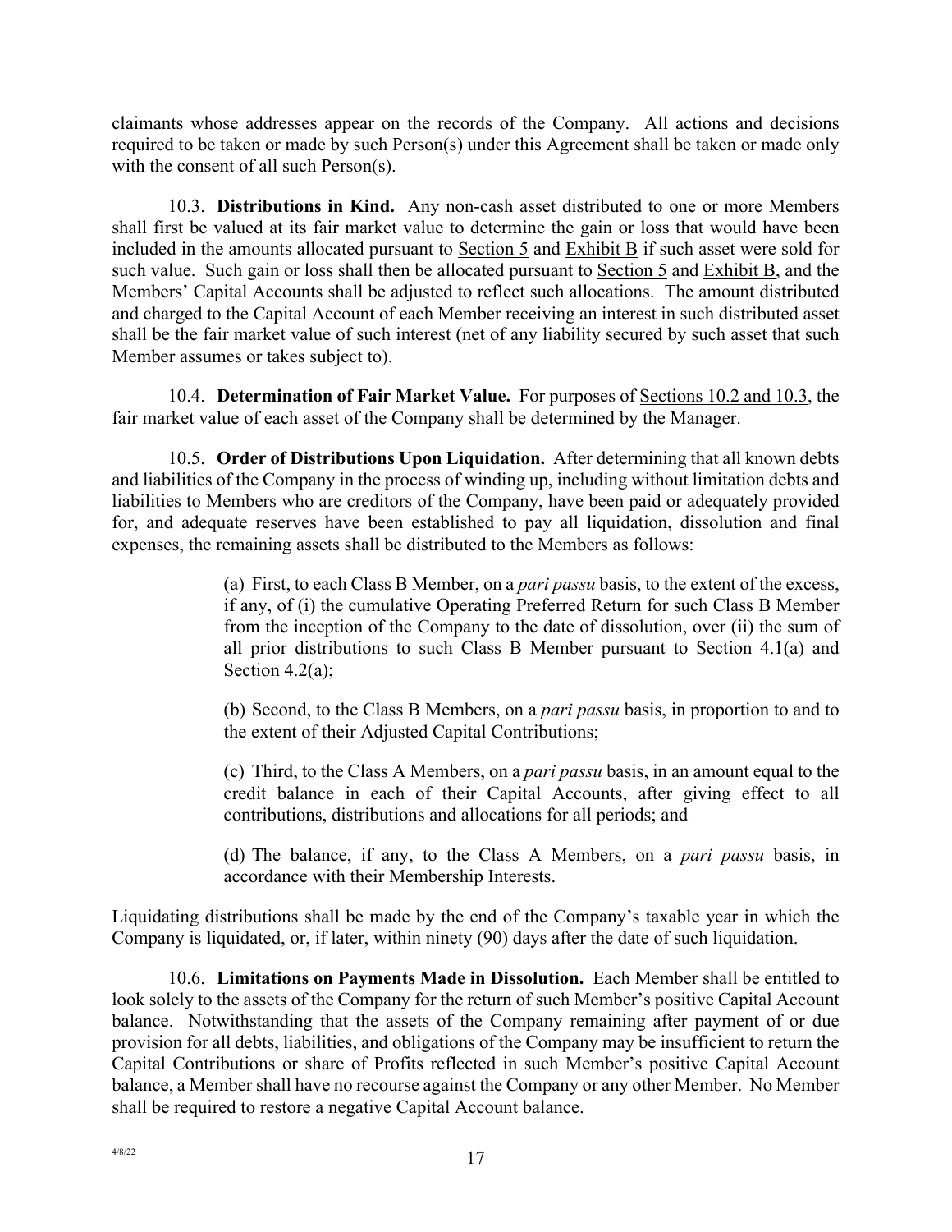claimants whose addresses appear on the records of the Company. All actions and decisions required to be taken or made by such Person(s) under this Agreement shall be taken or made only with the consent of all such Person(s).

10.3. **Distributions in Kind.** Any non-cash asset distributed to one or more Members shall first be valued at its fair market value to determine the gain or loss that would have been included in the amounts allocated pursuant to Section 5 and Exhibit B if such asset were sold for such value. Such gain or loss shall then be allocated pursuant to Section 5 and Exhibit B, and the Members' Capital Accounts shall be adjusted to reflect such allocations. The amount distributed and charged to the Capital Account of each Member receiving an interest in such distributed asset shall be the fair market value of such interest (net of any liability secured by such asset that such Member assumes or takes subject to).

10.4. **Determination of Fair Market Value.** For purposes of Sections 10.2 and 10.3, the fair market value of each asset of the Company shall be determined by the Manager.

10.5. **Order of Distributions Upon Liquidation.** After determining that all known debts and liabilities of the Company in the process of winding up, including without limitation debts and liabilities to Members who are creditors of the Company, have been paid or adequately provided for, and adequate reserves have been established to pay all liquidation, dissolution and final expenses, the remaining assets shall be distributed to the Members as follows:

> (a) First, to each Class B Member, on a *pari passu* basis, to the extent of the excess, if any, of (i) the cumulative Operating Preferred Return for such Class B Member from the inception of the Company to the date of dissolution, over (ii) the sum of all prior distributions to such Class B Member pursuant to Section 4.1(a) and Section 4.2(a);
>
> (b) Second, to the Class B Members, on a *pari passu* basis, in proportion to and to the extent of their Adjusted Capital Contributions;
>
> (c) Third, to the Class A Members, on a *pari passu* basis, in an amount equal to the credit balance in each of their Capital Accounts, after giving effect to all contributions, distributions and allocations for all periods; and
>
> (d) The balance, if any, to the Class A Members, on a *pari passu* basis, in accordance with their Membership Interests.

Liquidating distributions shall be made by the end of the Company's taxable year in which the Company is liquidated, or, if later, within ninety (90) days after the date of such liquidation.

10.6. **Limitations on Payments Made in Dissolution.** Each Member shall be entitled to look solely to the assets of the Company for the return of such Member's positive Capital Account balance. Notwithstanding that the assets of the Company remaining after payment of or due provision for all debts, liabilities, and obligations of the Company may be insufficient to return the Capital Contributions or share of Profits reflected in such Member's positive Capital Account balance, a Member shall have no recourse against the Company or any other Member. No Member shall be required to restore a negative Capital Account balance.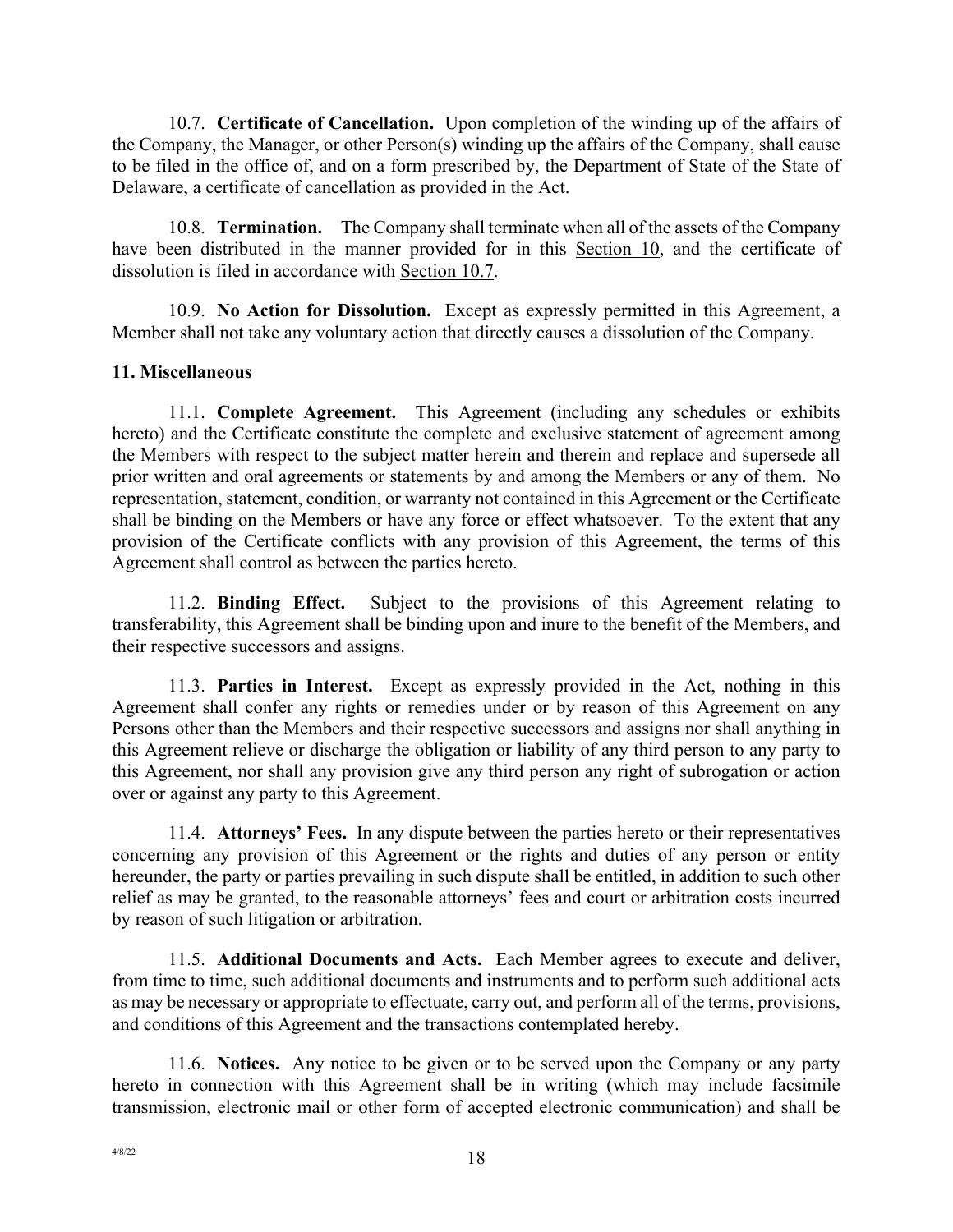10.7. **Certificate of Cancellation.** Upon completion of the winding up of the affairs of the Company, the Manager, or other Person(s) winding up the affairs of the Company, shall cause to be filed in the office of, and on a form prescribed by, the Department of State of the State of Delaware, a certificate of cancellation as provided in the Act.

10.8. **Termination.** The Company shall terminate when all of the assets of the Company have been distributed in the manner provided for in this Section 10, and the certificate of dissolution is filed in accordance with Section 10.7.

10.9. **No Action for Dissolution.** Except as expressly permitted in this Agreement, a Member shall not take any voluntary action that directly causes a dissolution of the Company.

## 11. Miscellaneous

11.1. **Complete Agreement.** This Agreement (including any schedules or exhibits hereto) and the Certificate constitute the complete and exclusive statement of agreement among the Members with respect to the subject matter herein and therein and replace and supersede all prior written and oral agreements or statements by and among the Members or any of them. No representation, statement, condition, or warranty not contained in this Agreement or the Certificate shall be binding on the Members or have any force or effect whatsoever. To the extent that any provision of the Certificate conflicts with any provision of this Agreement, the terms of this Agreement shall control as between the parties hereto.

11.2. **Binding Effect.** Subject to the provisions of this Agreement relating to transferability, this Agreement shall be binding upon and inure to the benefit of the Members, and their respective successors and assigns.

11.3. **Parties in Interest.** Except as expressly provided in the Act, nothing in this Agreement shall confer any rights or remedies under or by reason of this Agreement on any Persons other than the Members and their respective successors and assigns nor shall anything in this Agreement relieve or discharge the obligation or liability of any third person to any party to this Agreement, nor shall any provision give any third person any right of subrogation or action over or against any party to this Agreement.

11.4. **Attorneys' Fees.** In any dispute between the parties hereto or their representatives concerning any provision of this Agreement or the rights and duties of any person or entity hereunder, the party or parties prevailing in such dispute shall be entitled, in addition to such other relief as may be granted, to the reasonable attorneys' fees and court or arbitration costs incurred by reason of such litigation or arbitration.

11.5. **Additional Documents and Acts.** Each Member agrees to execute and deliver, from time to time, such additional documents and instruments and to perform such additional acts as may be necessary or appropriate to effectuate, carry out, and perform all of the terms, provisions, and conditions of this Agreement and the transactions contemplated hereby.

11.6. **Notices.** Any notice to be given or to be served upon the Company or any party hereto in connection with this Agreement shall be in writing (which may include facsimile transmission, electronic mail or other form of accepted electronic communication) and shall be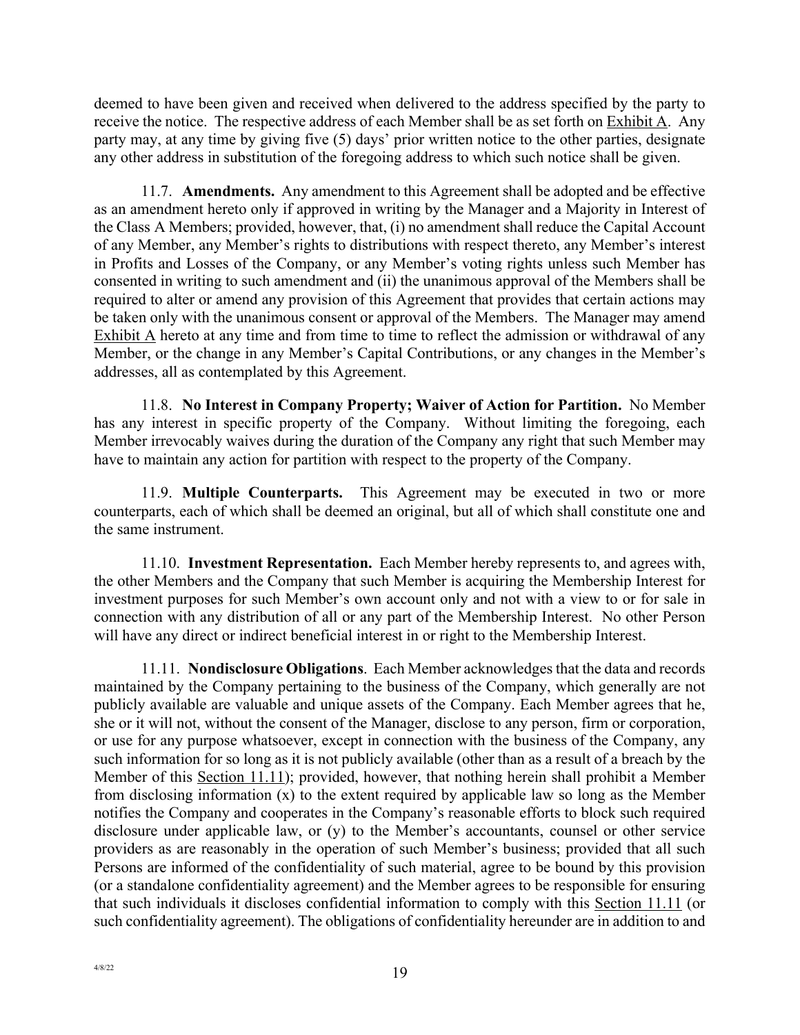deemed to have been given and received when delivered to the address specified by the party to receive the notice. The respective address of each Member shall be as set forth on Exhibit A. Any party may, at any time by giving five (5) days' prior written notice to the other parties, designate any other address in substitution of the foregoing address to which such notice shall be given.

11.7. **Amendments.** Any amendment to this Agreement shall be adopted and be effective as an amendment hereto only if approved in writing by the Manager and a Majority in Interest of the Class A Members; provided, however, that, (i) no amendment shall reduce the Capital Account of any Member, any Member's rights to distributions with respect thereto, any Member's interest in Profits and Losses of the Company, or any Member's voting rights unless such Member has consented in writing to such amendment and (ii) the unanimous approval of the Members shall be required to alter or amend any provision of this Agreement that provides that certain actions may be taken only with the unanimous consent or approval of the Members. The Manager may amend Exhibit A hereto at any time and from time to time to reflect the admission or withdrawal of any Member, or the change in any Member's Capital Contributions, or any changes in the Member's addresses, all as contemplated by this Agreement.

11.8. **No Interest in Company Property; Waiver of Action for Partition.** No Member has any interest in specific property of the Company. Without limiting the foregoing, each Member irrevocably waives during the duration of the Company any right that such Member may have to maintain any action for partition with respect to the property of the Company.

11.9. **Multiple Counterparts.** This Agreement may be executed in two or more counterparts, each of which shall be deemed an original, but all of which shall constitute one and the same instrument.

11.10. **Investment Representation.** Each Member hereby represents to, and agrees with, the other Members and the Company that such Member is acquiring the Membership Interest for investment purposes for such Member's own account only and not with a view to or for sale in connection with any distribution of all or any part of the Membership Interest. No other Person will have any direct or indirect beneficial interest in or right to the Membership Interest.

11.11. **Nondisclosure Obligations**. Each Member acknowledges that the data and records maintained by the Company pertaining to the business of the Company, which generally are not publicly available are valuable and unique assets of the Company. Each Member agrees that he, she or it will not, without the consent of the Manager, disclose to any person, firm or corporation, or use for any purpose whatsoever, except in connection with the business of the Company, any such information for so long as it is not publicly available (other than as a result of a breach by the Member of this Section 11.11); provided, however, that nothing herein shall prohibit a Member from disclosing information (x) to the extent required by applicable law so long as the Member notifies the Company and cooperates in the Company's reasonable efforts to block such required disclosure under applicable law, or (y) to the Member's accountants, counsel or other service providers as are reasonably in the operation of such Member's business; provided that all such Persons are informed of the confidentiality of such material, agree to be bound by this provision (or a standalone confidentiality agreement) and the Member agrees to be responsible for ensuring that such individuals it discloses confidential information to comply with this Section 11.11 (or such confidentiality agreement). The obligations of confidentiality hereunder are in addition to and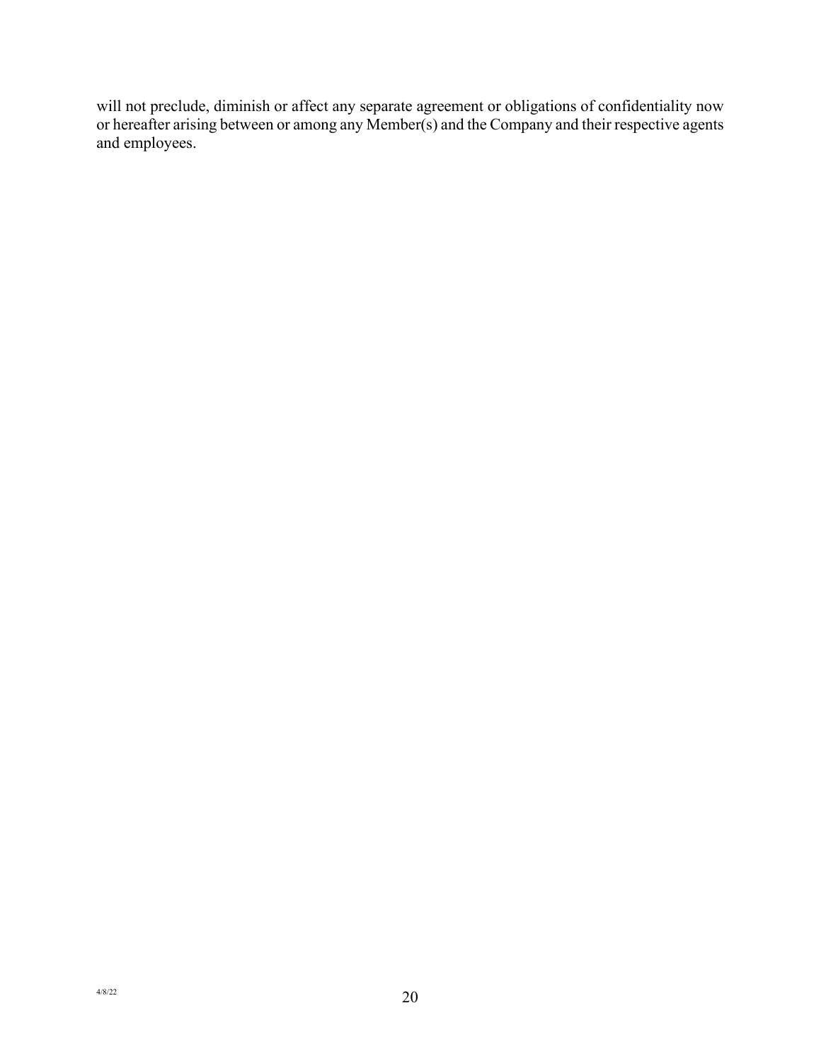will not preclude, diminish or affect any separate agreement or obligations of confidentiality now or hereafter arising between or among any Member(s) and the Company and their respective agents and employees.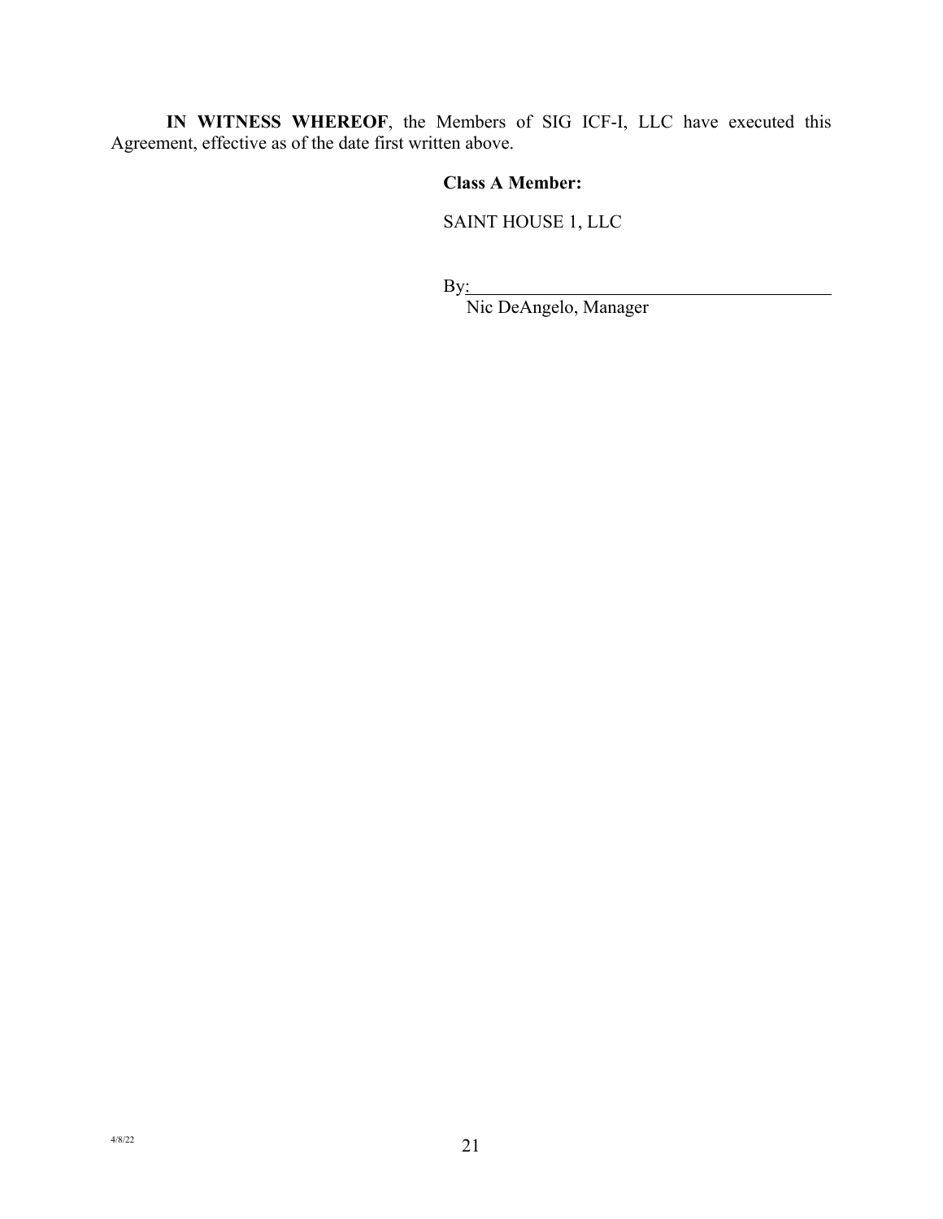**IN WITNESS WHEREOF**, the Members of SIG ICF-I, LLC have executed this Agreement, effective as of the date first written above.

**Class A Member:**

SAINT HOUSE 1, LLC

By:\_\_\_\_\_\_\_\_\_\_\_\_\_\_\_\_\_\_\_\_\_\_\_\_\_\_\_\_\_\_\_\_\_\_\_\_\_\_\_\_
Nic DeAngelo, Manager

4/8/22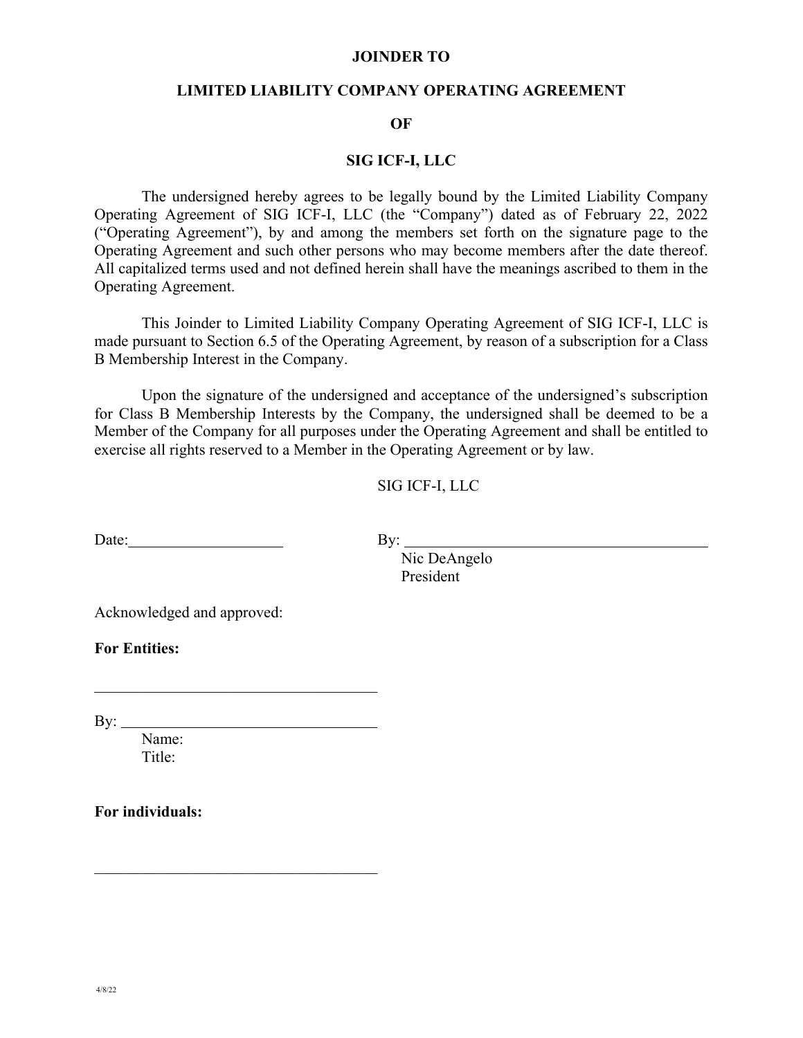**JOINDER TO**

**LIMITED LIABILITY COMPANY OPERATING AGREEMENT**

**OF**

**SIG ICF-I, LLC**

The undersigned hereby agrees to be legally bound by the Limited Liability Company Operating Agreement of SIG ICF-I, LLC (the "Company") dated as of February 22, 2022 ("Operating Agreement"), by and among the members set forth on the signature page to the Operating Agreement and such other persons who may become members after the date thereof. All capitalized terms used and not defined herein shall have the meanings ascribed to them in the Operating Agreement.

This Joinder to Limited Liability Company Operating Agreement of SIG ICF-I, LLC is made pursuant to Section 6.5 of the Operating Agreement, by reason of a subscription for a Class B Membership Interest in the Company.

Upon the signature of the undersigned and acceptance of the undersigned's subscription for Class B Membership Interests by the Company, the undersigned shall be deemed to be a Member of the Company for all purposes under the Operating Agreement and shall be entitled to exercise all rights reserved to a Member in the Operating Agreement or by law.

SIG ICF-I, LLC

Date:____________________ By: ________________________________________
Nic DeAngelo
President

Acknowledged and approved:

**For Entities:**

____________________________________

By: _________________________________
Name:
Title:

**For individuals:**

____________________________________

4/8/22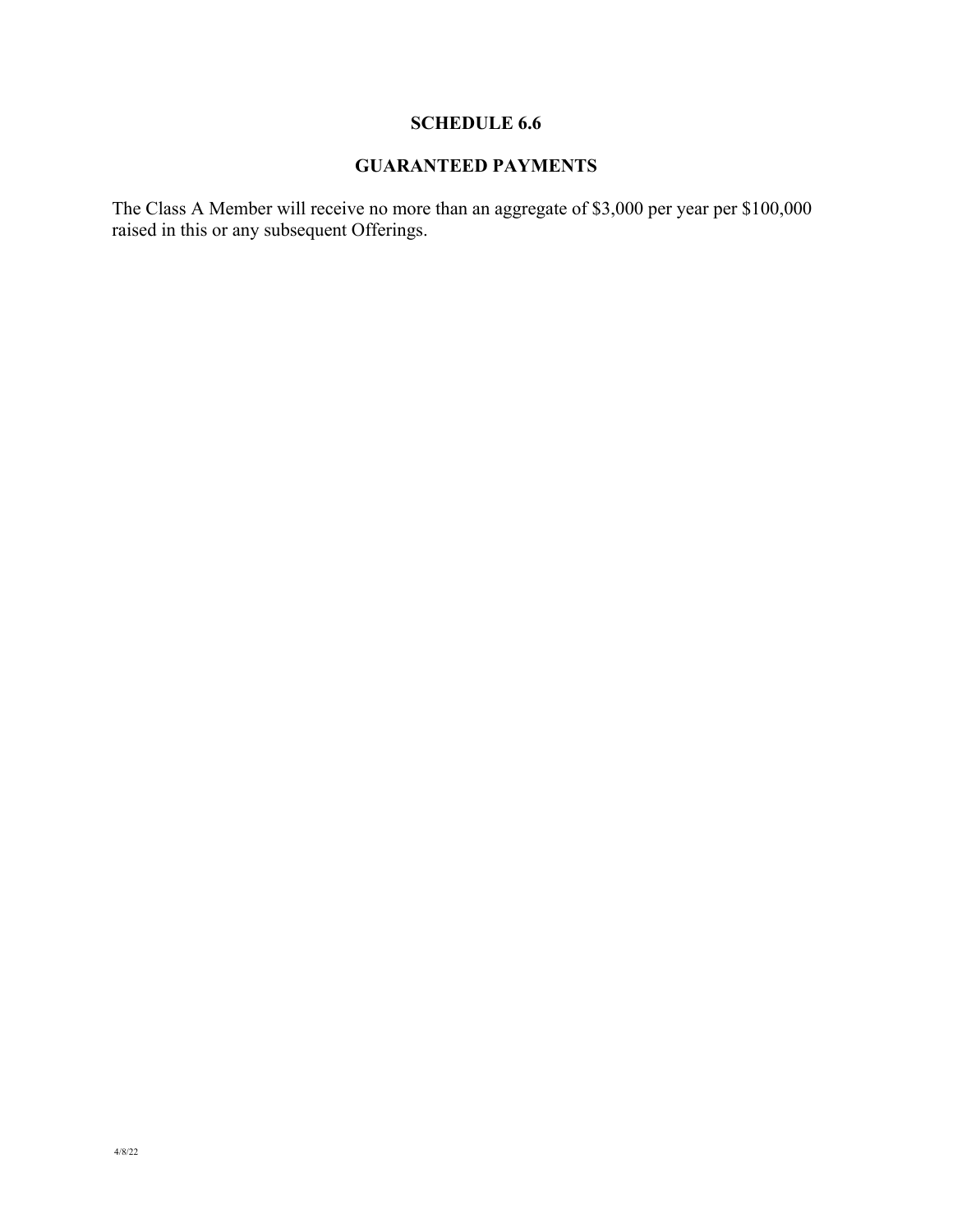# SCHEDULE 6.6

## GUARANTEED PAYMENTS

The Class A Member will receive no more than an aggregate of $3,000 per year per $100,000 raised in this or any subsequent Offerings.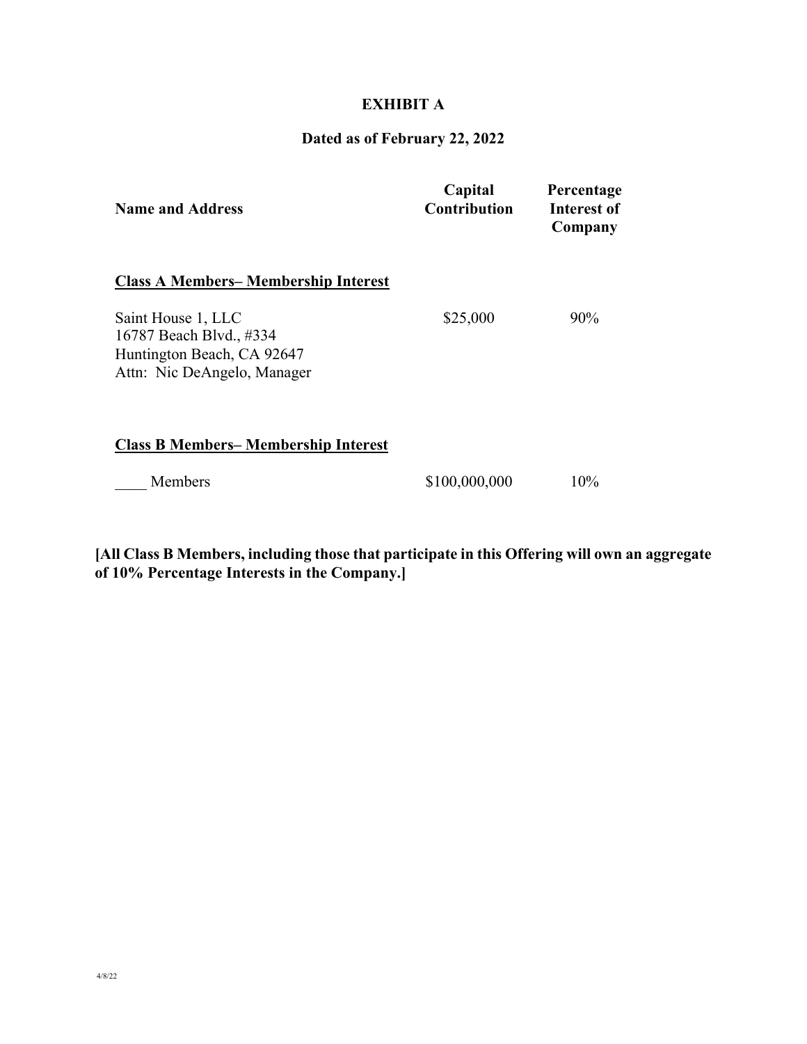# EXHIBIT A

## Dated as of February 22, 2022

| Name and Address | Capital Contribution | Percentage Interest of Company |
| --- | --- | --- |
| **<u>Class A Members– Membership Interest</u>** | | |
| Saint House 1, LLC<br>16787 Beach Blvd., #334<br>Huntington Beach, CA 92647<br>Attn: Nic DeAngelo, Manager | $25,000 | 90% |
| **<u>Class B Members– Membership Interest</u>** | | |
| ____ Members | $100,000,000 | 10% |

**[All Class B Members, including those that participate in this Offering will own an aggregate of 10% Percentage Interests in the Company.]**

4/8/22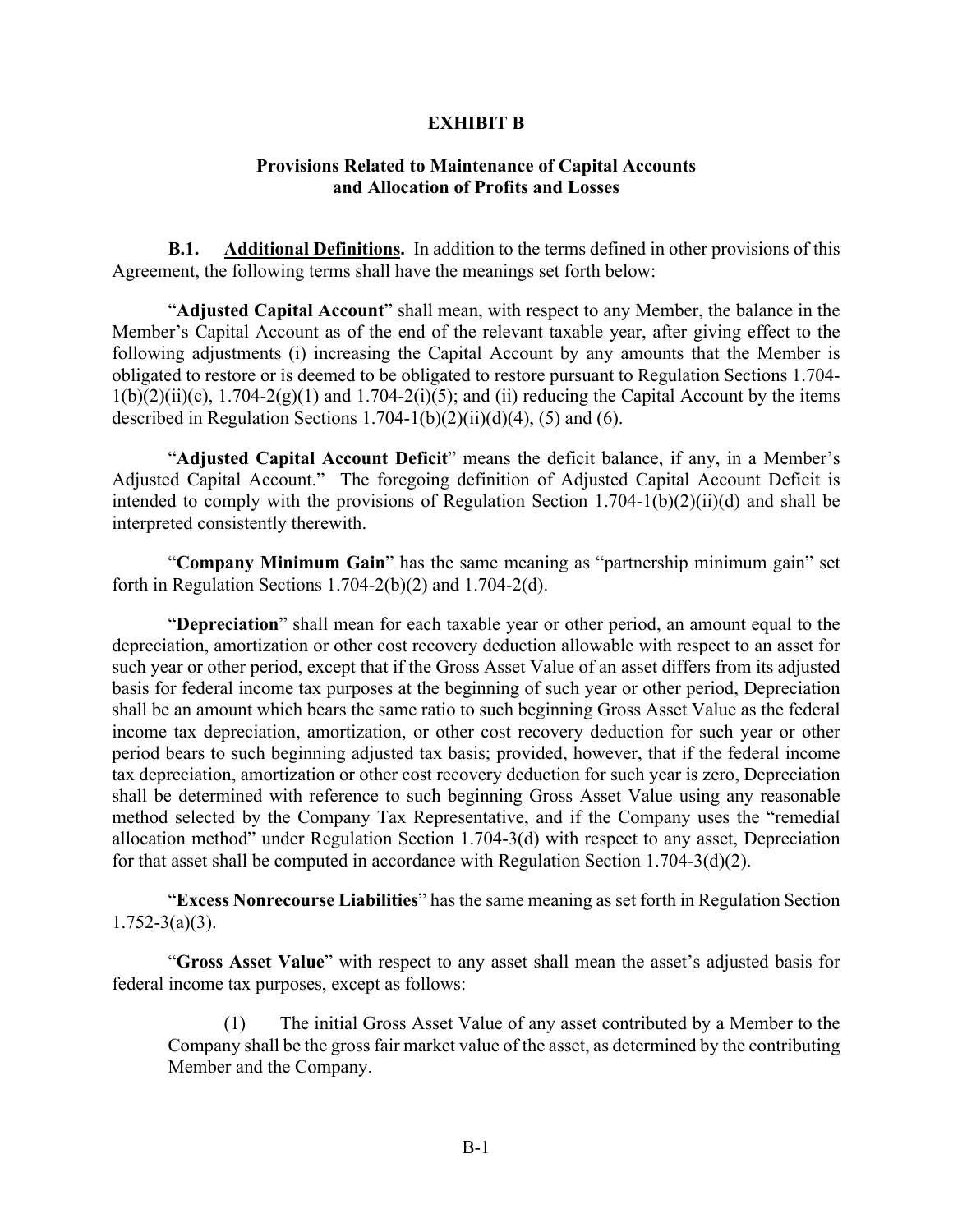# EXHIBIT B

## Provisions Related to Maintenance of Capital Accounts and Allocation of Profits and Losses

**B.1. Additional Definitions.** In addition to the terms defined in other provisions of this Agreement, the following terms shall have the meanings set forth below:

"**Adjusted Capital Account**" shall mean, with respect to any Member, the balance in the Member's Capital Account as of the end of the relevant taxable year, after giving effect to the following adjustments (i) increasing the Capital Account by any amounts that the Member is obligated to restore or is deemed to be obligated to restore pursuant to Regulation Sections 1.704-1(b)(2)(ii)(c), 1.704-2(g)(1) and 1.704-2(i)(5); and (ii) reducing the Capital Account by the items described in Regulation Sections 1.704-1(b)(2)(ii)(d)(4), (5) and (6).

"**Adjusted Capital Account Deficit**" means the deficit balance, if any, in a Member's Adjusted Capital Account." The foregoing definition of Adjusted Capital Account Deficit is intended to comply with the provisions of Regulation Section 1.704-1(b)(2)(ii)(d) and shall be interpreted consistently therewith.

"**Company Minimum Gain**" has the same meaning as "partnership minimum gain" set forth in Regulation Sections 1.704-2(b)(2) and 1.704-2(d).

"**Depreciation**" shall mean for each taxable year or other period, an amount equal to the depreciation, amortization or other cost recovery deduction allowable with respect to an asset for such year or other period, except that if the Gross Asset Value of an asset differs from its adjusted basis for federal income tax purposes at the beginning of such year or other period, Depreciation shall be an amount which bears the same ratio to such beginning Gross Asset Value as the federal income tax depreciation, amortization, or other cost recovery deduction for such year or other period bears to such beginning adjusted tax basis; provided, however, that if the federal income tax depreciation, amortization or other cost recovery deduction for such year is zero, Depreciation shall be determined with reference to such beginning Gross Asset Value using any reasonable method selected by the Company Tax Representative, and if the Company uses the "remedial allocation method" under Regulation Section 1.704-3(d) with respect to any asset, Depreciation for that asset shall be computed in accordance with Regulation Section 1.704-3(d)(2).

"**Excess Nonrecourse Liabilities**" has the same meaning as set forth in Regulation Section 1.752-3(a)(3).

"**Gross Asset Value**" with respect to any asset shall mean the asset's adjusted basis for federal income tax purposes, except as follows:

(1) The initial Gross Asset Value of any asset contributed by a Member to the Company shall be the gross fair market value of the asset, as determined by the contributing Member and the Company.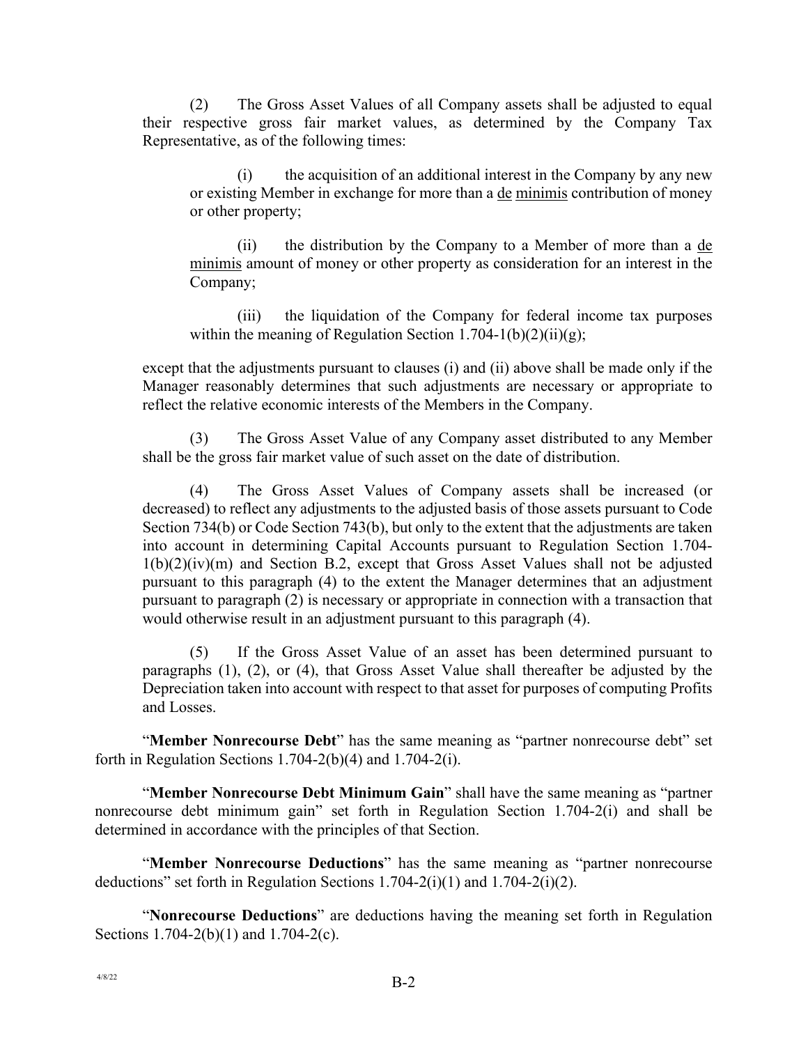(2) The Gross Asset Values of all Company assets shall be adjusted to equal their respective gross fair market values, as determined by the Company Tax Representative, as of the following times:

(i) the acquisition of an additional interest in the Company by any new or existing Member in exchange for more than a de minimis contribution of money or other property;

(ii) the distribution by the Company to a Member of more than a de minimis amount of money or other property as consideration for an interest in the Company;

(iii) the liquidation of the Company for federal income tax purposes within the meaning of Regulation Section 1.704-1(b)(2)(ii)(g);

except that the adjustments pursuant to clauses (i) and (ii) above shall be made only if the Manager reasonably determines that such adjustments are necessary or appropriate to reflect the relative economic interests of the Members in the Company.

(3) The Gross Asset Value of any Company asset distributed to any Member shall be the gross fair market value of such asset on the date of distribution.

(4) The Gross Asset Values of Company assets shall be increased (or decreased) to reflect any adjustments to the adjusted basis of those assets pursuant to Code Section 734(b) or Code Section 743(b), but only to the extent that the adjustments are taken into account in determining Capital Accounts pursuant to Regulation Section 1.704-1(b)(2)(iv)(m) and Section B.2, except that Gross Asset Values shall not be adjusted pursuant to this paragraph (4) to the extent the Manager determines that an adjustment pursuant to paragraph (2) is necessary or appropriate in connection with a transaction that would otherwise result in an adjustment pursuant to this paragraph (4).

(5) If the Gross Asset Value of an asset has been determined pursuant to paragraphs (1), (2), or (4), that Gross Asset Value shall thereafter be adjusted by the Depreciation taken into account with respect to that asset for purposes of computing Profits and Losses.

"**Member Nonrecourse Debt**" has the same meaning as "partner nonrecourse debt" set forth in Regulation Sections 1.704-2(b)(4) and 1.704-2(i).

"**Member Nonrecourse Debt Minimum Gain**" shall have the same meaning as "partner nonrecourse debt minimum gain" set forth in Regulation Section 1.704-2(i) and shall be determined in accordance with the principles of that Section.

"**Member Nonrecourse Deductions**" has the same meaning as "partner nonrecourse deductions" set forth in Regulation Sections 1.704-2(i)(1) and 1.704-2(i)(2).

"**Nonrecourse Deductions**" are deductions having the meaning set forth in Regulation Sections 1.704-2(b)(1) and 1.704-2(c).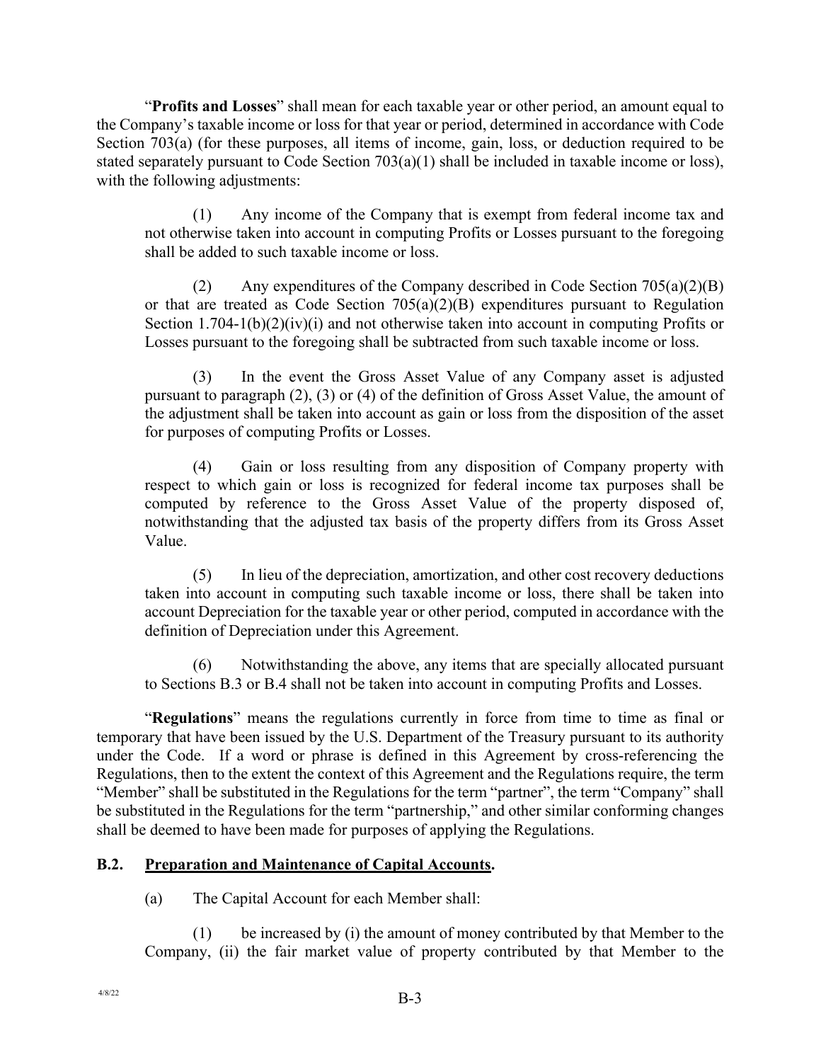"**Profits and Losses**" shall mean for each taxable year or other period, an amount equal to the Company's taxable income or loss for that year or period, determined in accordance with Code Section 703(a) (for these purposes, all items of income, gain, loss, or deduction required to be stated separately pursuant to Code Section 703(a)(1) shall be included in taxable income or loss), with the following adjustments:

(1) Any income of the Company that is exempt from federal income tax and not otherwise taken into account in computing Profits or Losses pursuant to the foregoing shall be added to such taxable income or loss.

(2) Any expenditures of the Company described in Code Section 705(a)(2)(B) or that are treated as Code Section 705(a)(2)(B) expenditures pursuant to Regulation Section 1.704-1(b)(2)(iv)(i) and not otherwise taken into account in computing Profits or Losses pursuant to the foregoing shall be subtracted from such taxable income or loss.

(3) In the event the Gross Asset Value of any Company asset is adjusted pursuant to paragraph (2), (3) or (4) of the definition of Gross Asset Value, the amount of the adjustment shall be taken into account as gain or loss from the disposition of the asset for purposes of computing Profits or Losses.

(4) Gain or loss resulting from any disposition of Company property with respect to which gain or loss is recognized for federal income tax purposes shall be computed by reference to the Gross Asset Value of the property disposed of, notwithstanding that the adjusted tax basis of the property differs from its Gross Asset Value.

(5) In lieu of the depreciation, amortization, and other cost recovery deductions taken into account in computing such taxable income or loss, there shall be taken into account Depreciation for the taxable year or other period, computed in accordance with the definition of Depreciation under this Agreement.

(6) Notwithstanding the above, any items that are specially allocated pursuant to Sections B.3 or B.4 shall not be taken into account in computing Profits and Losses.

"**Regulations**" means the regulations currently in force from time to time as final or temporary that have been issued by the U.S. Department of the Treasury pursuant to its authority under the Code. If a word or phrase is defined in this Agreement by cross-referencing the Regulations, then to the extent the context of this Agreement and the Regulations require, the term "Member" shall be substituted in the Regulations for the term "partner", the term "Company" shall be substituted in the Regulations for the term "partnership," and other similar conforming changes shall be deemed to have been made for purposes of applying the Regulations.

## B.2. <u>Preparation and Maintenance of Capital Accounts</u>.

(a) The Capital Account for each Member shall:

(1) be increased by (i) the amount of money contributed by that Member to the Company, (ii) the fair market value of property contributed by that Member to the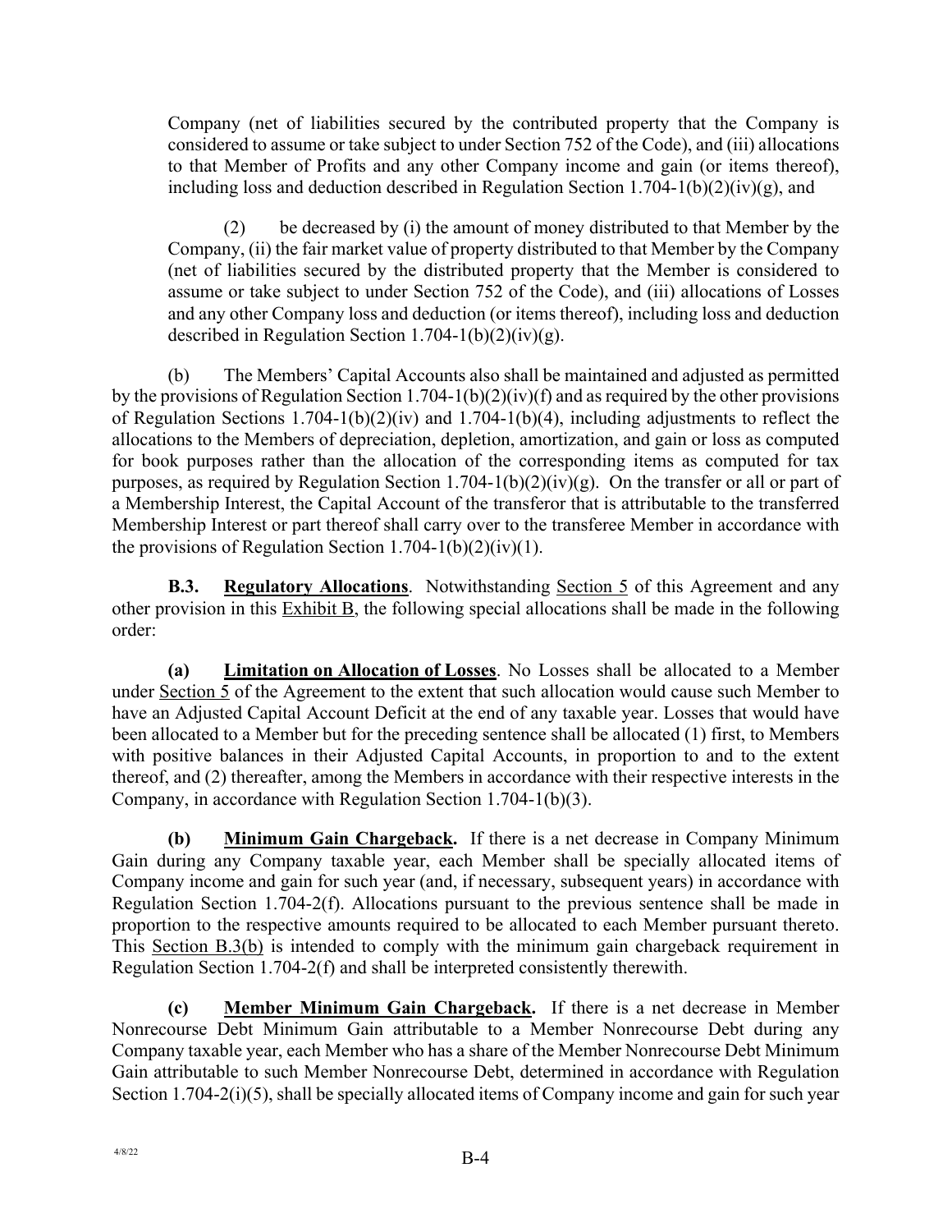Company (net of liabilities secured by the contributed property that the Company is considered to assume or take subject to under Section 752 of the Code), and (iii) allocations to that Member of Profits and any other Company income and gain (or items thereof), including loss and deduction described in Regulation Section 1.704-1(b)(2)(iv)(g), and

(2) be decreased by (i) the amount of money distributed to that Member by the Company, (ii) the fair market value of property distributed to that Member by the Company (net of liabilities secured by the distributed property that the Member is considered to assume or take subject to under Section 752 of the Code), and (iii) allocations of Losses and any other Company loss and deduction (or items thereof), including loss and deduction described in Regulation Section 1.704-1(b)(2)(iv)(g).

(b) The Members' Capital Accounts also shall be maintained and adjusted as permitted by the provisions of Regulation Section 1.704-1(b)(2)(iv)(f) and as required by the other provisions of Regulation Sections 1.704-1(b)(2)(iv) and 1.704-1(b)(4), including adjustments to reflect the allocations to the Members of depreciation, depletion, amortization, and gain or loss as computed for book purposes rather than the allocation of the corresponding items as computed for tax purposes, as required by Regulation Section 1.704-1(b)(2)(iv)(g). On the transfer or all or part of a Membership Interest, the Capital Account of the transferor that is attributable to the transferred Membership Interest or part thereof shall carry over to the transferee Member in accordance with the provisions of Regulation Section 1.704-1(b)(2)(iv)(1).

**B.3. Regulatory Allocations**. Notwithstanding Section 5 of this Agreement and any other provision in this Exhibit B, the following special allocations shall be made in the following order:

**(a) Limitation on Allocation of Losses**. No Losses shall be allocated to a Member under Section 5 of the Agreement to the extent that such allocation would cause such Member to have an Adjusted Capital Account Deficit at the end of any taxable year. Losses that would have been allocated to a Member but for the preceding sentence shall be allocated (1) first, to Members with positive balances in their Adjusted Capital Accounts, in proportion to and to the extent thereof, and (2) thereafter, among the Members in accordance with their respective interests in the Company, in accordance with Regulation Section 1.704-1(b)(3).

**(b) Minimum Gain Chargeback.** If there is a net decrease in Company Minimum Gain during any Company taxable year, each Member shall be specially allocated items of Company income and gain for such year (and, if necessary, subsequent years) in accordance with Regulation Section 1.704-2(f). Allocations pursuant to the previous sentence shall be made in proportion to the respective amounts required to be allocated to each Member pursuant thereto. This Section B.3(b) is intended to comply with the minimum gain chargeback requirement in Regulation Section 1.704-2(f) and shall be interpreted consistently therewith.

**(c) Member Minimum Gain Chargeback.** If there is a net decrease in Member Nonrecourse Debt Minimum Gain attributable to a Member Nonrecourse Debt during any Company taxable year, each Member who has a share of the Member Nonrecourse Debt Minimum Gain attributable to such Member Nonrecourse Debt, determined in accordance with Regulation Section 1.704-2(i)(5), shall be specially allocated items of Company income and gain for such year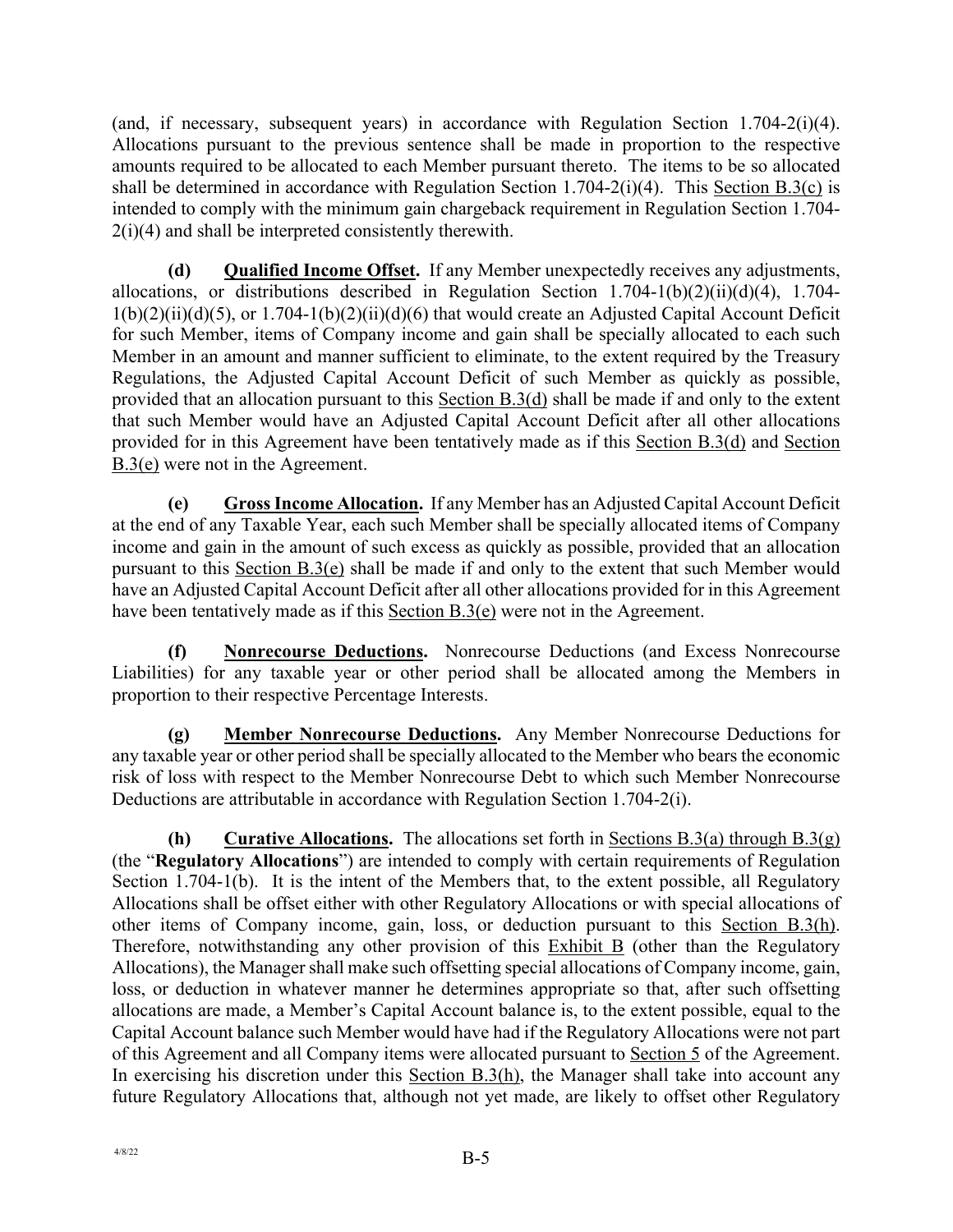(and, if necessary, subsequent years) in accordance with Regulation Section 1.704-2(i)(4). Allocations pursuant to the previous sentence shall be made in proportion to the respective amounts required to be allocated to each Member pursuant thereto. The items to be so allocated shall be determined in accordance with Regulation Section 1.704-2(i)(4). This Section B.3(c) is intended to comply with the minimum gain chargeback requirement in Regulation Section 1.704-2(i)(4) and shall be interpreted consistently therewith.

**(d) Qualified Income Offset.** If any Member unexpectedly receives any adjustments, allocations, or distributions described in Regulation Section 1.704-1(b)(2)(ii)(d)(4), 1.704-1(b)(2)(ii)(d)(5), or 1.704-1(b)(2)(ii)(d)(6) that would create an Adjusted Capital Account Deficit for such Member, items of Company income and gain shall be specially allocated to each such Member in an amount and manner sufficient to eliminate, to the extent required by the Treasury Regulations, the Adjusted Capital Account Deficit of such Member as quickly as possible, provided that an allocation pursuant to this Section B.3(d) shall be made if and only to the extent that such Member would have an Adjusted Capital Account Deficit after all other allocations provided for in this Agreement have been tentatively made as if this Section B.3(d) and Section B.3(e) were not in the Agreement.

**(e) Gross Income Allocation.** If any Member has an Adjusted Capital Account Deficit at the end of any Taxable Year, each such Member shall be specially allocated items of Company income and gain in the amount of such excess as quickly as possible, provided that an allocation pursuant to this Section B.3(e) shall be made if and only to the extent that such Member would have an Adjusted Capital Account Deficit after all other allocations provided for in this Agreement have been tentatively made as if this Section B.3(e) were not in the Agreement.

**(f) Nonrecourse Deductions.** Nonrecourse Deductions (and Excess Nonrecourse Liabilities) for any taxable year or other period shall be allocated among the Members in proportion to their respective Percentage Interests.

**(g) Member Nonrecourse Deductions.** Any Member Nonrecourse Deductions for any taxable year or other period shall be specially allocated to the Member who bears the economic risk of loss with respect to the Member Nonrecourse Debt to which such Member Nonrecourse Deductions are attributable in accordance with Regulation Section 1.704-2(i).

**(h) Curative Allocations.** The allocations set forth in Sections B.3(a) through B.3(g) (the "**Regulatory Allocations**") are intended to comply with certain requirements of Regulation Section 1.704-1(b). It is the intent of the Members that, to the extent possible, all Regulatory Allocations shall be offset either with other Regulatory Allocations or with special allocations of other items of Company income, gain, loss, or deduction pursuant to this Section B.3(h). Therefore, notwithstanding any other provision of this Exhibit B (other than the Regulatory Allocations), the Manager shall make such offsetting special allocations of Company income, gain, loss, or deduction in whatever manner he determines appropriate so that, after such offsetting allocations are made, a Member's Capital Account balance is, to the extent possible, equal to the Capital Account balance such Member would have had if the Regulatory Allocations were not part of this Agreement and all Company items were allocated pursuant to Section 5 of the Agreement. In exercising his discretion under this Section B.3(h), the Manager shall take into account any future Regulatory Allocations that, although not yet made, are likely to offset other Regulatory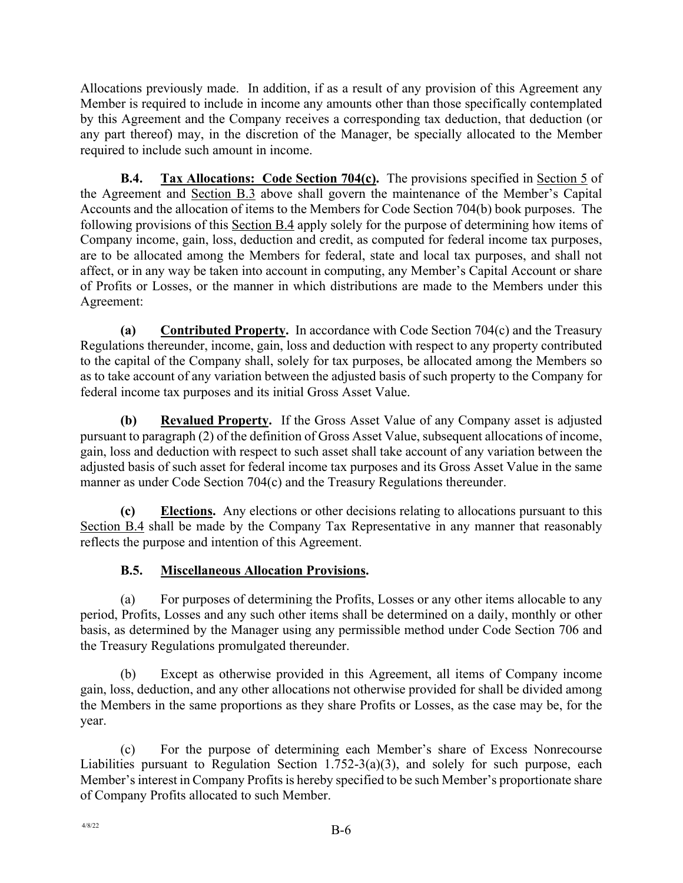Allocations previously made. In addition, if as a result of any provision of this Agreement any Member is required to include in income any amounts other than those specifically contemplated by this Agreement and the Company receives a corresponding tax deduction, that deduction (or any part thereof) may, in the discretion of the Manager, be specially allocated to the Member required to include such amount in income.

**B.4. Tax Allocations: Code Section 704(c).** The provisions specified in Section 5 of the Agreement and Section B.3 above shall govern the maintenance of the Member's Capital Accounts and the allocation of items to the Members for Code Section 704(b) book purposes. The following provisions of this Section B.4 apply solely for the purpose of determining how items of Company income, gain, loss, deduction and credit, as computed for federal income tax purposes, are to be allocated among the Members for federal, state and local tax purposes, and shall not affect, or in any way be taken into account in computing, any Member's Capital Account or share of Profits or Losses, or the manner in which distributions are made to the Members under this Agreement:

**(a) Contributed Property.** In accordance with Code Section 704(c) and the Treasury Regulations thereunder, income, gain, loss and deduction with respect to any property contributed to the capital of the Company shall, solely for tax purposes, be allocated among the Members so as to take account of any variation between the adjusted basis of such property to the Company for federal income tax purposes and its initial Gross Asset Value.

**(b) Revalued Property.** If the Gross Asset Value of any Company asset is adjusted pursuant to paragraph (2) of the definition of Gross Asset Value, subsequent allocations of income, gain, loss and deduction with respect to such asset shall take account of any variation between the adjusted basis of such asset for federal income tax purposes and its Gross Asset Value in the same manner as under Code Section 704(c) and the Treasury Regulations thereunder.

**(c) Elections.** Any elections or other decisions relating to allocations pursuant to this Section B.4 shall be made by the Company Tax Representative in any manner that reasonably reflects the purpose and intention of this Agreement.

**B.5. Miscellaneous Allocation Provisions.**

(a) For purposes of determining the Profits, Losses or any other items allocable to any period, Profits, Losses and any such other items shall be determined on a daily, monthly or other basis, as determined by the Manager using any permissible method under Code Section 706 and the Treasury Regulations promulgated thereunder.

(b) Except as otherwise provided in this Agreement, all items of Company income gain, loss, deduction, and any other allocations not otherwise provided for shall be divided among the Members in the same proportions as they share Profits or Losses, as the case may be, for the year.

(c) For the purpose of determining each Member's share of Excess Nonrecourse Liabilities pursuant to Regulation Section 1.752-3(a)(3), and solely for such purpose, each Member's interest in Company Profits is hereby specified to be such Member's proportionate share of Company Profits allocated to such Member.